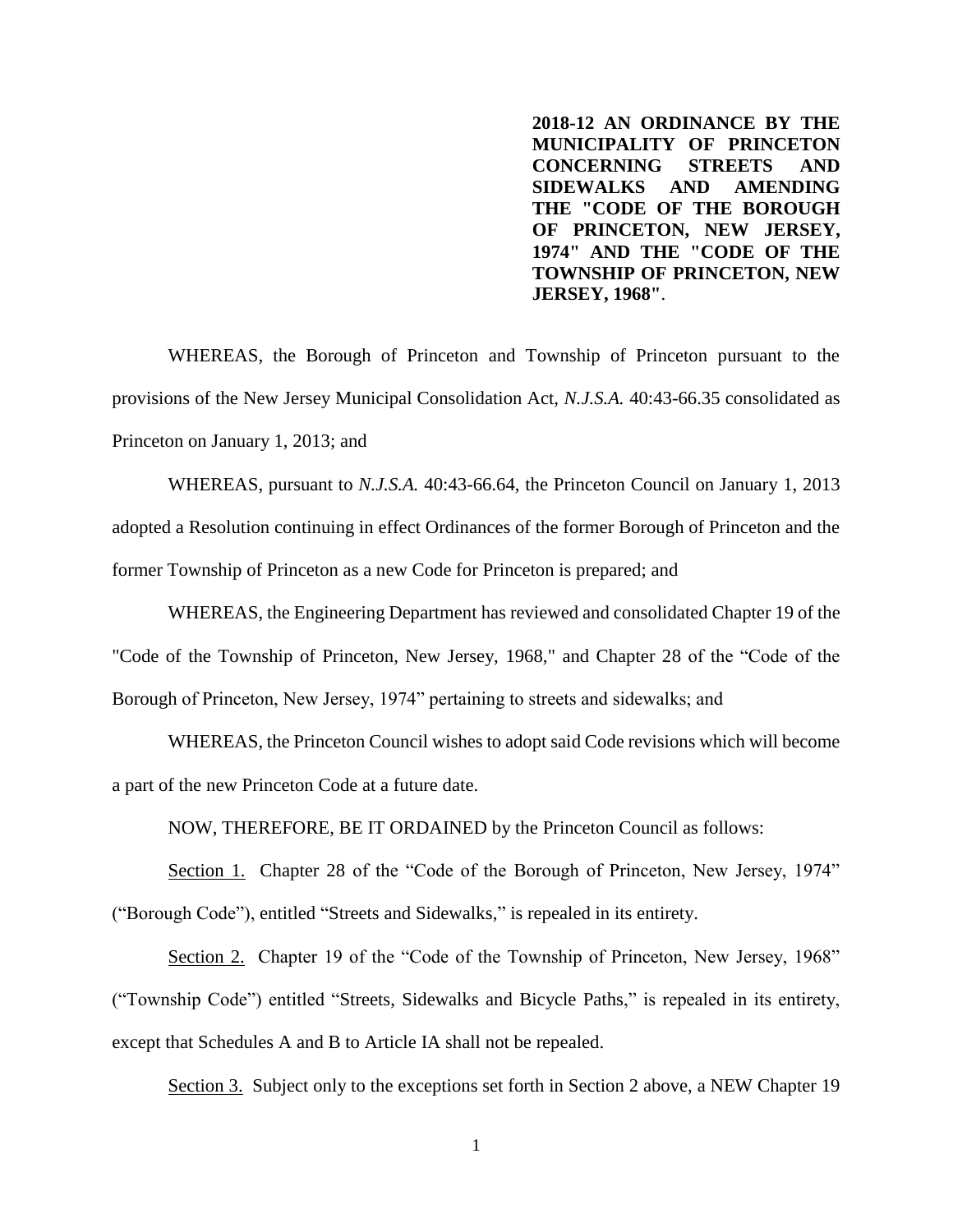**2018-12 AN ORDINANCE BY THE MUNICIPALITY OF PRINCETON CONCERNING STREETS AND SIDEWALKS AND AMENDING THE "CODE OF THE BOROUGH OF PRINCETON, NEW JERSEY, 1974" AND THE "CODE OF THE TOWNSHIP OF PRINCETON, NEW JERSEY, 1968"**.

WHEREAS, the Borough of Princeton and Township of Princeton pursuant to the provisions of the New Jersey Municipal Consolidation Act, *N.J.S.A.* 40:43-66.35 consolidated as Princeton on January 1, 2013; and

WHEREAS, pursuant to *N.J.S.A.* 40:43-66.64, the Princeton Council on January 1, 2013 adopted a Resolution continuing in effect Ordinances of the former Borough of Princeton and the former Township of Princeton as a new Code for Princeton is prepared; and

WHEREAS, the Engineering Department has reviewed and consolidated Chapter 19 of the "Code of the Township of Princeton, New Jersey, 1968," and Chapter 28 of the "Code of the Borough of Princeton, New Jersey, 1974" pertaining to streets and sidewalks; and

WHEREAS, the Princeton Council wishes to adopt said Code revisions which will become a part of the new Princeton Code at a future date.

NOW, THEREFORE, BE IT ORDAINED by the Princeton Council as follows:

Section 1. Chapter 28 of the "Code of the Borough of Princeton, New Jersey, 1974" ("Borough Code"), entitled "Streets and Sidewalks," is repealed in its entirety.

Section 2. Chapter 19 of the "Code of the Township of Princeton, New Jersey, 1968" ("Township Code") entitled "Streets, Sidewalks and Bicycle Paths," is repealed in its entirety, except that Schedules A and B to Article IA shall not be repealed.

Section 3. Subject only to the exceptions set forth in Section 2 above, a NEW Chapter 19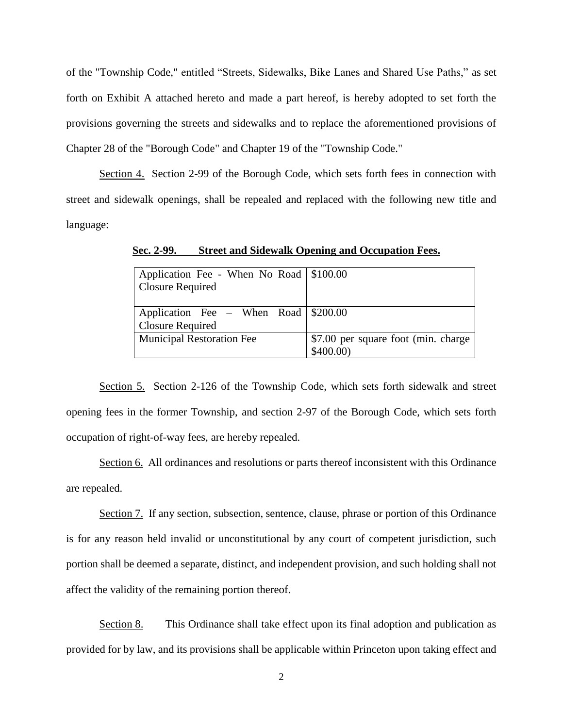of the "Township Code," entitled "Streets, Sidewalks, Bike Lanes and Shared Use Paths," as set forth on Exhibit A attached hereto and made a part hereof, is hereby adopted to set forth the provisions governing the streets and sidewalks and to replace the aforementioned provisions of Chapter 28 of the "Borough Code" and Chapter 19 of the "Township Code."

Section 4. Section 2-99 of the Borough Code, which sets forth fees in connection with street and sidewalk openings, shall be repealed and replaced with the following new title and language:

**Sec. 2-99. Street and Sidewalk Opening and Occupation Fees.**

| | |
|---|---|
| Application Fee - When No Road Closure Required | $100.00 |
| Application Fee – When Road Closure Required | $200.00 |
| Municipal Restoration Fee | $7.00 per square foot (min. charge $400.00) |

Section 5. Section 2-126 of the Township Code, which sets forth sidewalk and street opening fees in the former Township, and section 2-97 of the Borough Code, which sets forth occupation of right-of-way fees, are hereby repealed.

Section 6. All ordinances and resolutions or parts thereof inconsistent with this Ordinance are repealed.

Section 7. If any section, subsection, sentence, clause, phrase or portion of this Ordinance is for any reason held invalid or unconstitutional by any court of competent jurisdiction, such portion shall be deemed a separate, distinct, and independent provision, and such holding shall not affect the validity of the remaining portion thereof.

Section 8. This Ordinance shall take effect upon its final adoption and publication as provided for by law, and its provisions shall be applicable within Princeton upon taking effect and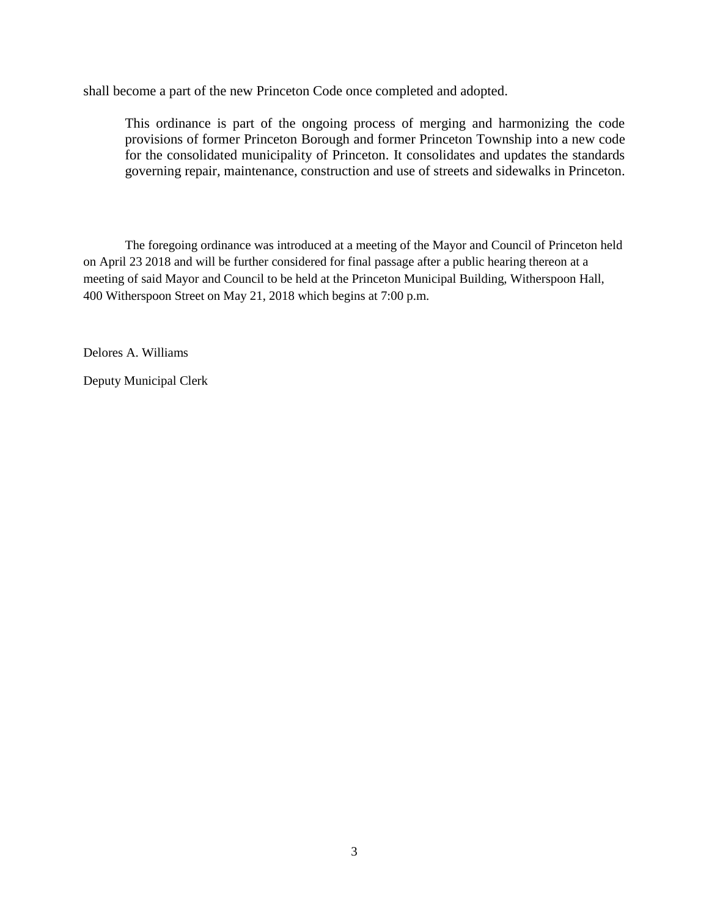shall become a part of the new Princeton Code once completed and adopted.

> This ordinance is part of the ongoing process of merging and harmonizing the code provisions of former Princeton Borough and former Princeton Township into a new code for the consolidated municipality of Princeton. It consolidates and updates the standards governing repair, maintenance, construction and use of streets and sidewalks in Princeton.

The foregoing ordinance was introduced at a meeting of the Mayor and Council of Princeton held on April 23 2018 and will be further considered for final passage after a public hearing thereon at a meeting of said Mayor and Council to be held at the Princeton Municipal Building, Witherspoon Hall, 400 Witherspoon Street on May 21, 2018 which begins at 7:00 p.m.

Delores A. Williams

Deputy Municipal Clerk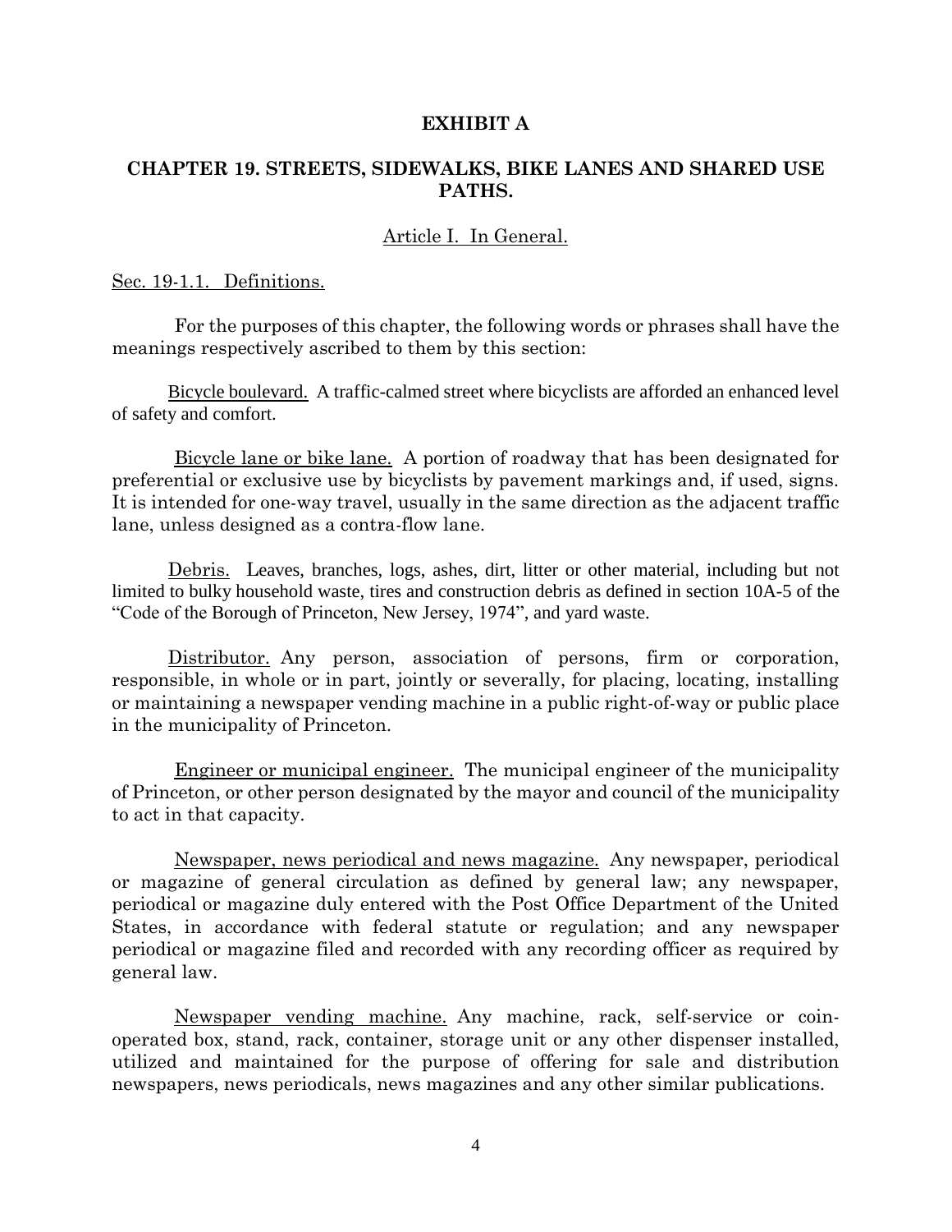# EXHIBIT A

## CHAPTER 19. STREETS, SIDEWALKS, BIKE LANES AND SHARED USE PATHS.

### Article I. In General.

Sec. 19-1.1. Definitions.

For the purposes of this chapter, the following words or phrases shall have the meanings respectively ascribed to them by this section:

Bicycle boulevard. A traffic-calmed street where bicyclists are afforded an enhanced level of safety and comfort.

Bicycle lane or bike lane. A portion of roadway that has been designated for preferential or exclusive use by bicyclists by pavement markings and, if used, signs. It is intended for one-way travel, usually in the same direction as the adjacent traffic lane, unless designed as a contra-flow lane.

Debris. Leaves, branches, logs, ashes, dirt, litter or other material, including but not limited to bulky household waste, tires and construction debris as defined in section 10A-5 of the "Code of the Borough of Princeton, New Jersey, 1974", and yard waste.

Distributor. Any person, association of persons, firm or corporation, responsible, in whole or in part, jointly or severally, for placing, locating, installing or maintaining a newspaper vending machine in a public right-of-way or public place in the municipality of Princeton.

Engineer or municipal engineer. The municipal engineer of the municipality of Princeton, or other person designated by the mayor and council of the municipality to act in that capacity.

Newspaper, news periodical and news magazine. Any newspaper, periodical or magazine of general circulation as defined by general law; any newspaper, periodical or magazine duly entered with the Post Office Department of the United States, in accordance with federal statute or regulation; and any newspaper periodical or magazine filed and recorded with any recording officer as required by general law.

Newspaper vending machine. Any machine, rack, self-service or coin-operated box, stand, rack, container, storage unit or any other dispenser installed, utilized and maintained for the purpose of offering for sale and distribution newspapers, news periodicals, news magazines and any other similar publications.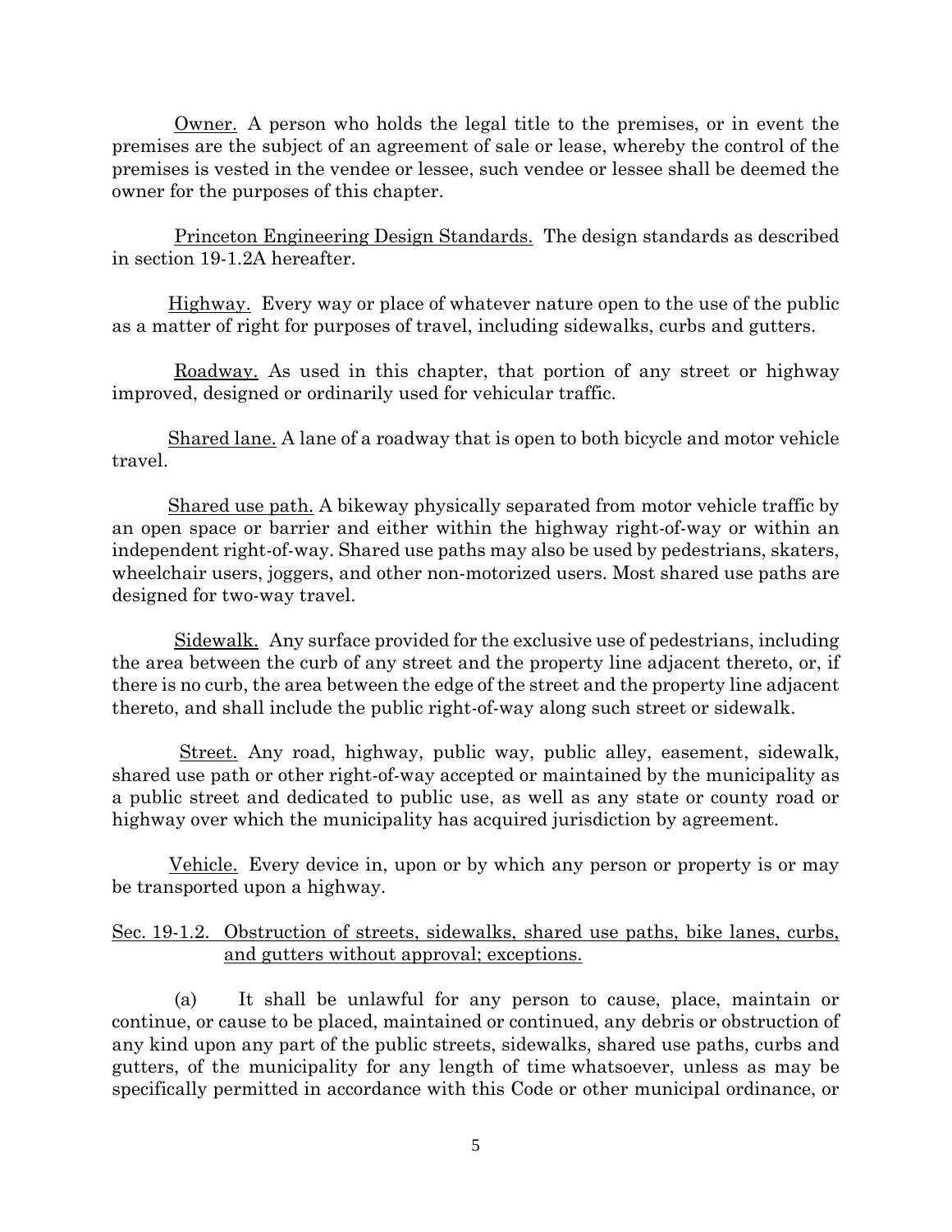Owner. A person who holds the legal title to the premises, or in event the premises are the subject of an agreement of sale or lease, whereby the control of the premises is vested in the vendee or lessee, such vendee or lessee shall be deemed the owner for the purposes of this chapter.

Princeton Engineering Design Standards. The design standards as described in section 19-1.2A hereafter.

Highway. Every way or place of whatever nature open to the use of the public as a matter of right for purposes of travel, including sidewalks, curbs and gutters.

Roadway. As used in this chapter, that portion of any street or highway improved, designed or ordinarily used for vehicular traffic.

Shared lane. A lane of a roadway that is open to both bicycle and motor vehicle travel.

Shared use path. A bikeway physically separated from motor vehicle traffic by an open space or barrier and either within the highway right-of-way or within an independent right-of-way. Shared use paths may also be used by pedestrians, skaters, wheelchair users, joggers, and other non-motorized users. Most shared use paths are designed for two-way travel.

Sidewalk. Any surface provided for the exclusive use of pedestrians, including the area between the curb of any street and the property line adjacent thereto, or, if there is no curb, the area between the edge of the street and the property line adjacent thereto, and shall include the public right-of-way along such street or sidewalk.

Street. Any road, highway, public way, public alley, easement, sidewalk, shared use path or other right-of-way accepted or maintained by the municipality as a public street and dedicated to public use, as well as any state or county road or highway over which the municipality has acquired jurisdiction by agreement.

Vehicle. Every device in, upon or by which any person or property is or may be transported upon a highway.

## Sec. 19-1.2. Obstruction of streets, sidewalks, shared use paths, bike lanes, curbs, and gutters without approval; exceptions.

(a) It shall be unlawful for any person to cause, place, maintain or continue, or cause to be placed, maintained or continued, any debris or obstruction of any kind upon any part of the public streets, sidewalks, shared use paths, curbs and gutters, of the municipality for any length of time whatsoever, unless as may be specifically permitted in accordance with this Code or other municipal ordinance, or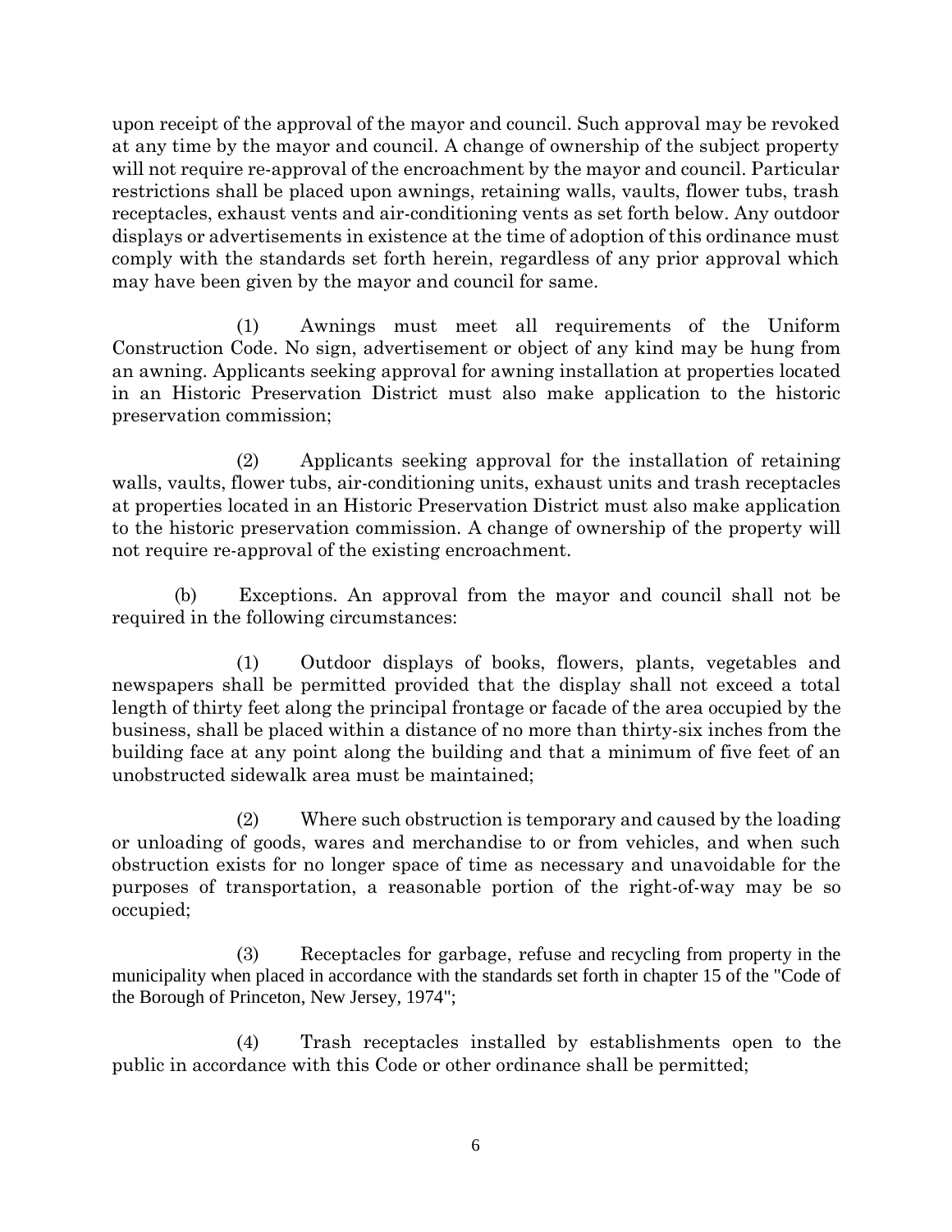upon receipt of the approval of the mayor and council. Such approval may be revoked at any time by the mayor and council. A change of ownership of the subject property will not require re-approval of the encroachment by the mayor and council. Particular restrictions shall be placed upon awnings, retaining walls, vaults, flower tubs, trash receptacles, exhaust vents and air-conditioning vents as set forth below. Any outdoor displays or advertisements in existence at the time of adoption of this ordinance must comply with the standards set forth herein, regardless of any prior approval which may have been given by the mayor and council for same.

(1) Awnings must meet all requirements of the Uniform Construction Code. No sign, advertisement or object of any kind may be hung from an awning. Applicants seeking approval for awning installation at properties located in an Historic Preservation District must also make application to the historic preservation commission;

(2) Applicants seeking approval for the installation of retaining walls, vaults, flower tubs, air-conditioning units, exhaust units and trash receptacles at properties located in an Historic Preservation District must also make application to the historic preservation commission. A change of ownership of the property will not require re-approval of the existing encroachment.

(b) Exceptions. An approval from the mayor and council shall not be required in the following circumstances:

(1) Outdoor displays of books, flowers, plants, vegetables and newspapers shall be permitted provided that the display shall not exceed a total length of thirty feet along the principal frontage or facade of the area occupied by the business, shall be placed within a distance of no more than thirty-six inches from the building face at any point along the building and that a minimum of five feet of an unobstructed sidewalk area must be maintained;

(2) Where such obstruction is temporary and caused by the loading or unloading of goods, wares and merchandise to or from vehicles, and when such obstruction exists for no longer space of time as necessary and unavoidable for the purposes of transportation, a reasonable portion of the right-of-way may be so occupied;

(3) Receptacles for garbage, refuse and recycling from property in the municipality when placed in accordance with the standards set forth in chapter 15 of the "Code of the Borough of Princeton, New Jersey, 1974";

(4) Trash receptacles installed by establishments open to the public in accordance with this Code or other ordinance shall be permitted;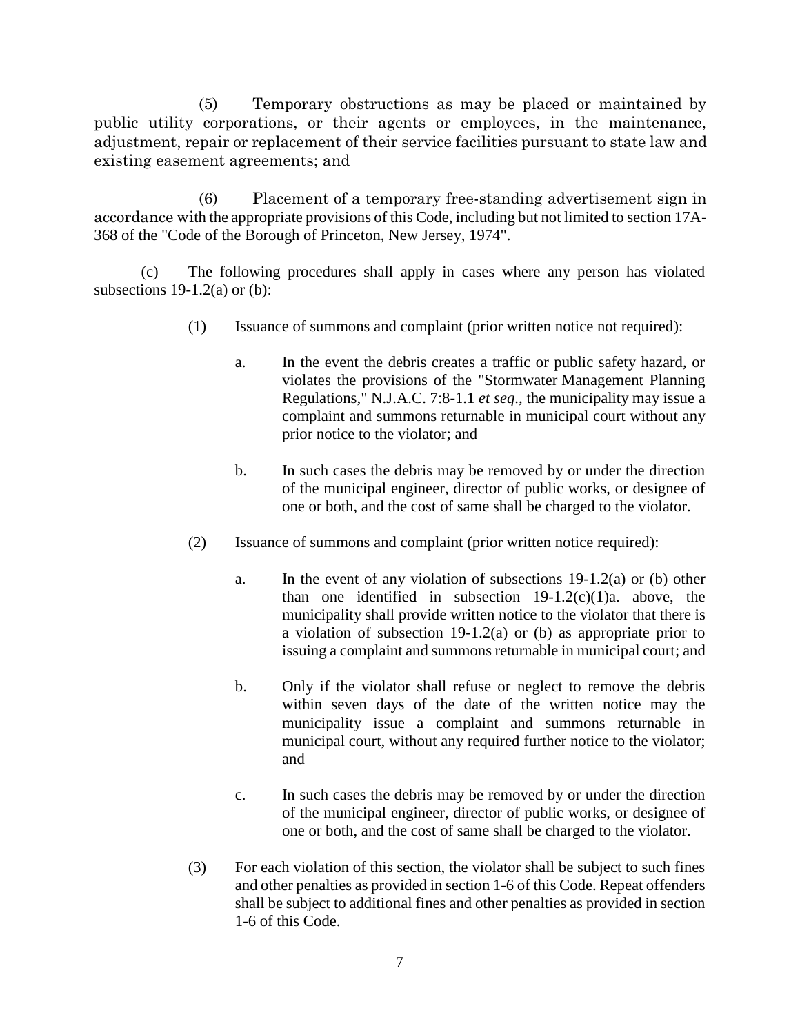(5) Temporary obstructions as may be placed or maintained by public utility corporations, or their agents or employees, in the maintenance, adjustment, repair or replacement of their service facilities pursuant to state law and existing easement agreements; and

(6) Placement of a temporary free-standing advertisement sign in accordance with the appropriate provisions of this Code, including but not limited to section 17A-368 of the "Code of the Borough of Princeton, New Jersey, 1974".

(c) The following procedures shall apply in cases where any person has violated subsections 19-1.2(a) or (b):

(1) Issuance of summons and complaint (prior written notice not required):

a. In the event the debris creates a traffic or public safety hazard, or violates the provisions of the "Stormwater Management Planning Regulations," N.J.A.C. 7:8-1.1 *et seq*., the municipality may issue a complaint and summons returnable in municipal court without any prior notice to the violator; and

b. In such cases the debris may be removed by or under the direction of the municipal engineer, director of public works, or designee of one or both, and the cost of same shall be charged to the violator.

(2) Issuance of summons and complaint (prior written notice required):

a. In the event of any violation of subsections 19-1.2(a) or (b) other than one identified in subsection 19-1.2(c)(1)a. above, the municipality shall provide written notice to the violator that there is a violation of subsection 19-1.2(a) or (b) as appropriate prior to issuing a complaint and summons returnable in municipal court; and

b. Only if the violator shall refuse or neglect to remove the debris within seven days of the date of the written notice may the municipality issue a complaint and summons returnable in municipal court, without any required further notice to the violator; and

c. In such cases the debris may be removed by or under the direction of the municipal engineer, director of public works, or designee of one or both, and the cost of same shall be charged to the violator.

(3) For each violation of this section, the violator shall be subject to such fines and other penalties as provided in section 1-6 of this Code. Repeat offenders shall be subject to additional fines and other penalties as provided in section 1-6 of this Code.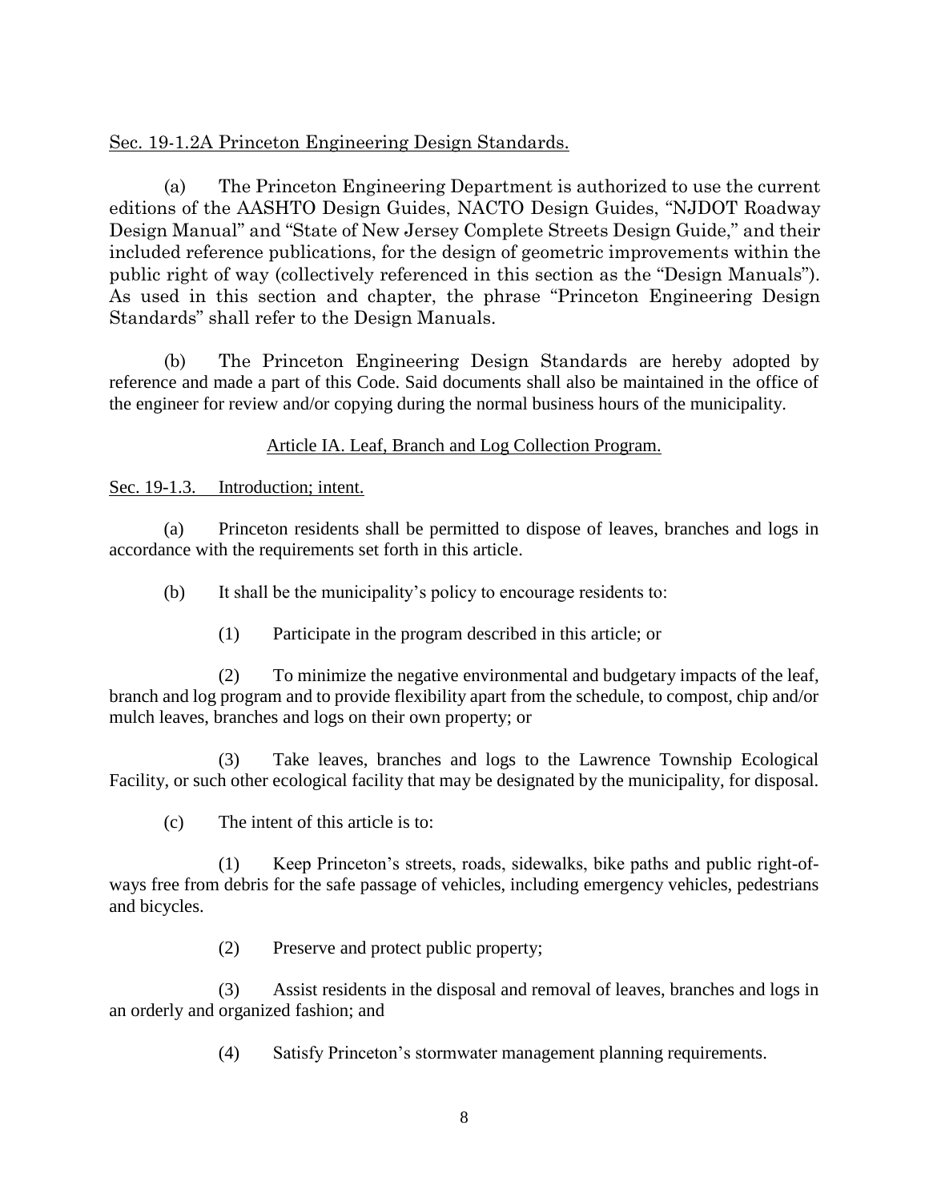Sec. 19-1.2A Princeton Engineering Design Standards.

(a) The Princeton Engineering Department is authorized to use the current editions of the AASHTO Design Guides, NACTO Design Guides, "NJDOT Roadway Design Manual" and "State of New Jersey Complete Streets Design Guide," and their included reference publications, for the design of geometric improvements within the public right of way (collectively referenced in this section as the "Design Manuals"). As used in this section and chapter, the phrase "Princeton Engineering Design Standards" shall refer to the Design Manuals.

(b) The Princeton Engineering Design Standards are hereby adopted by reference and made a part of this Code. Said documents shall also be maintained in the office of the engineer for review and/or copying during the normal business hours of the municipality.

## Article IA. Leaf, Branch and Log Collection Program.

Sec. 19-1.3. Introduction; intent.

(a) Princeton residents shall be permitted to dispose of leaves, branches and logs in accordance with the requirements set forth in this article.

(b) It shall be the municipality's policy to encourage residents to:

(1) Participate in the program described in this article; or

(2) To minimize the negative environmental and budgetary impacts of the leaf, branch and log program and to provide flexibility apart from the schedule, to compost, chip and/or mulch leaves, branches and logs on their own property; or

(3) Take leaves, branches and logs to the Lawrence Township Ecological Facility, or such other ecological facility that may be designated by the municipality, for disposal.

(c) The intent of this article is to:

(1) Keep Princeton's streets, roads, sidewalks, bike paths and public right-of-ways free from debris for the safe passage of vehicles, including emergency vehicles, pedestrians and bicycles.

(2) Preserve and protect public property;

(3) Assist residents in the disposal and removal of leaves, branches and logs in an orderly and organized fashion; and

(4) Satisfy Princeton's stormwater management planning requirements.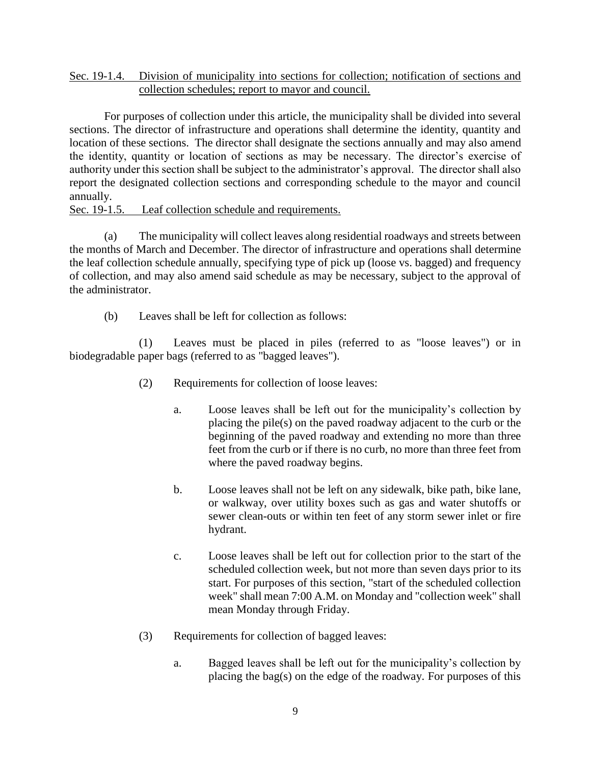Sec. 19-1.4. Division of municipality into sections for collection; notification of sections and collection schedules; report to mayor and council.

For purposes of collection under this article, the municipality shall be divided into several sections. The director of infrastructure and operations shall determine the identity, quantity and location of these sections. The director shall designate the sections annually and may also amend the identity, quantity or location of sections as may be necessary. The director's exercise of authority under this section shall be subject to the administrator's approval. The director shall also report the designated collection sections and corresponding schedule to the mayor and council annually.

Sec. 19-1.5. Leaf collection schedule and requirements.

(a) The municipality will collect leaves along residential roadways and streets between the months of March and December. The director of infrastructure and operations shall determine the leaf collection schedule annually, specifying type of pick up (loose vs. bagged) and frequency of collection, and may also amend said schedule as may be necessary, subject to the approval of the administrator.

(b) Leaves shall be left for collection as follows:

(1) Leaves must be placed in piles (referred to as "loose leaves") or in biodegradable paper bags (referred to as "bagged leaves").

(2) Requirements for collection of loose leaves:

a. Loose leaves shall be left out for the municipality's collection by placing the pile(s) on the paved roadway adjacent to the curb or the beginning of the paved roadway and extending no more than three feet from the curb or if there is no curb, no more than three feet from where the paved roadway begins.

b. Loose leaves shall not be left on any sidewalk, bike path, bike lane, or walkway, over utility boxes such as gas and water shutoffs or sewer clean-outs or within ten feet of any storm sewer inlet or fire hydrant.

c. Loose leaves shall be left out for collection prior to the start of the scheduled collection week, but not more than seven days prior to its start. For purposes of this section, "start of the scheduled collection week" shall mean 7:00 A.M. on Monday and "collection week" shall mean Monday through Friday.

(3) Requirements for collection of bagged leaves:

a. Bagged leaves shall be left out for the municipality's collection by placing the bag(s) on the edge of the roadway. For purposes of this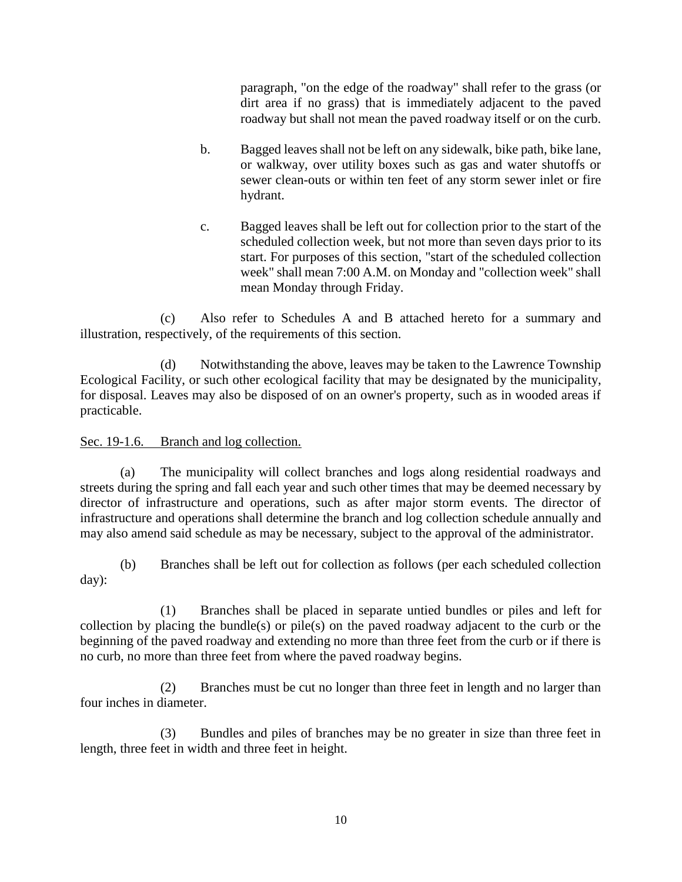paragraph, "on the edge of the roadway" shall refer to the grass (or dirt area if no grass) that is immediately adjacent to the paved roadway but shall not mean the paved roadway itself or on the curb.

b. Bagged leaves shall not be left on any sidewalk, bike path, bike lane, or walkway, over utility boxes such as gas and water shutoffs or sewer clean-outs or within ten feet of any storm sewer inlet or fire hydrant.

c. Bagged leaves shall be left out for collection prior to the start of the scheduled collection week, but not more than seven days prior to its start. For purposes of this section, "start of the scheduled collection week" shall mean 7:00 A.M. on Monday and "collection week" shall mean Monday through Friday.

(c) Also refer to Schedules A and B attached hereto for a summary and illustration, respectively, of the requirements of this section.

(d) Notwithstanding the above, leaves may be taken to the Lawrence Township Ecological Facility, or such other ecological facility that may be designated by the municipality, for disposal. Leaves may also be disposed of on an owner's property, such as in wooded areas if practicable.

Sec. 19-1.6. Branch and log collection.

(a) The municipality will collect branches and logs along residential roadways and streets during the spring and fall each year and such other times that may be deemed necessary by director of infrastructure and operations, such as after major storm events. The director of infrastructure and operations shall determine the branch and log collection schedule annually and may also amend said schedule as may be necessary, subject to the approval of the administrator.

(b) Branches shall be left out for collection as follows (per each scheduled collection day):

(1) Branches shall be placed in separate untied bundles or piles and left for collection by placing the bundle(s) or pile(s) on the paved roadway adjacent to the curb or the beginning of the paved roadway and extending no more than three feet from the curb or if there is no curb, no more than three feet from where the paved roadway begins.

(2) Branches must be cut no longer than three feet in length and no larger than four inches in diameter.

(3) Bundles and piles of branches may be no greater in size than three feet in length, three feet in width and three feet in height.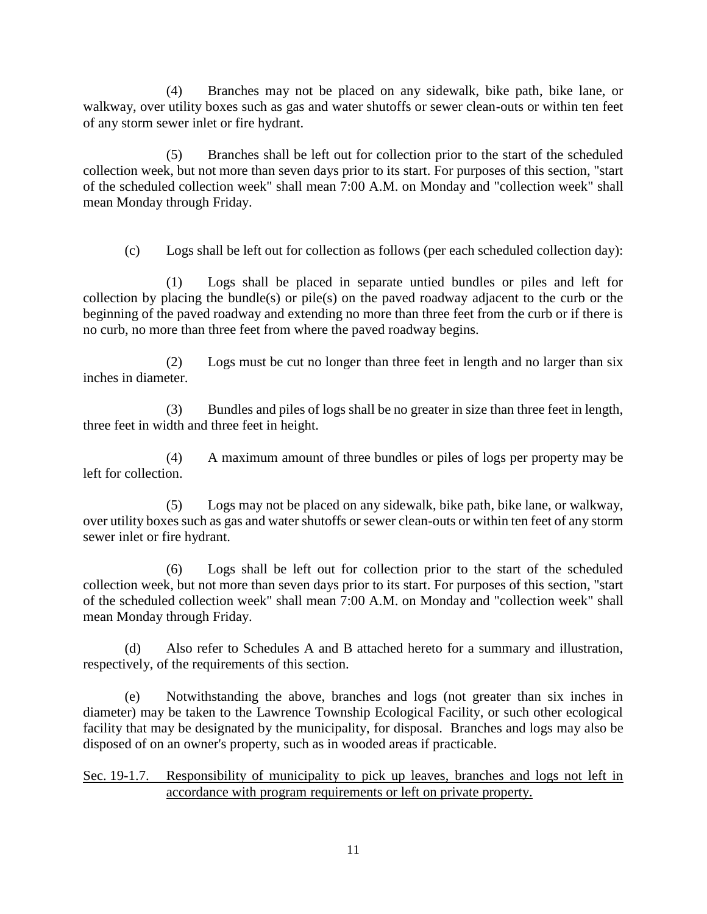(4) Branches may not be placed on any sidewalk, bike path, bike lane, or walkway, over utility boxes such as gas and water shutoffs or sewer clean-outs or within ten feet of any storm sewer inlet or fire hydrant.

(5) Branches shall be left out for collection prior to the start of the scheduled collection week, but not more than seven days prior to its start. For purposes of this section, "start of the scheduled collection week" shall mean 7:00 A.M. on Monday and "collection week" shall mean Monday through Friday.

(c) Logs shall be left out for collection as follows (per each scheduled collection day):

(1) Logs shall be placed in separate untied bundles or piles and left for collection by placing the bundle(s) or pile(s) on the paved roadway adjacent to the curb or the beginning of the paved roadway and extending no more than three feet from the curb or if there is no curb, no more than three feet from where the paved roadway begins.

(2) Logs must be cut no longer than three feet in length and no larger than six inches in diameter.

(3) Bundles and piles of logs shall be no greater in size than three feet in length, three feet in width and three feet in height.

(4) A maximum amount of three bundles or piles of logs per property may be left for collection.

(5) Logs may not be placed on any sidewalk, bike path, bike lane, or walkway, over utility boxes such as gas and water shutoffs or sewer clean-outs or within ten feet of any storm sewer inlet or fire hydrant.

(6) Logs shall be left out for collection prior to the start of the scheduled collection week, but not more than seven days prior to its start. For purposes of this section, "start of the scheduled collection week" shall mean 7:00 A.M. on Monday and "collection week" shall mean Monday through Friday.

(d) Also refer to Schedules A and B attached hereto for a summary and illustration, respectively, of the requirements of this section.

(e) Notwithstanding the above, branches and logs (not greater than six inches in diameter) may be taken to the Lawrence Township Ecological Facility, or such other ecological facility that may be designated by the municipality, for disposal. Branches and logs may also be disposed of on an owner's property, such as in wooded areas if practicable.

Sec. 19-1.7. Responsibility of municipality to pick up leaves, branches and logs not left in accordance with program requirements or left on private property.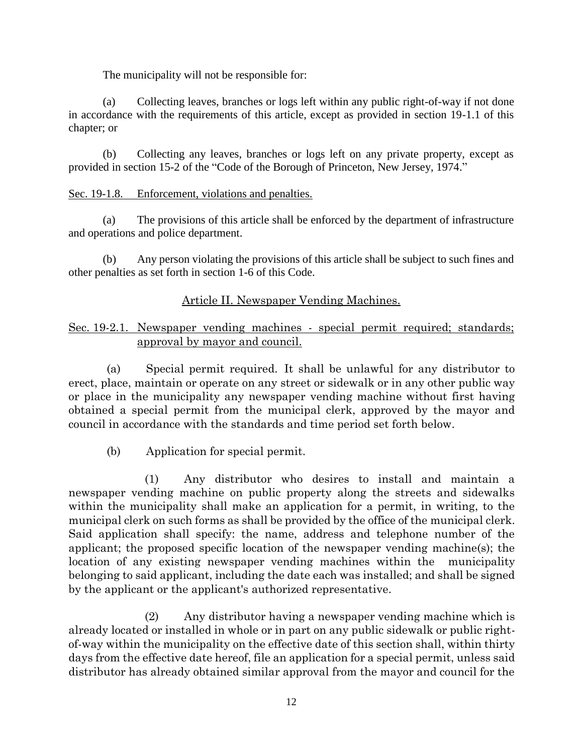The municipality will not be responsible for:

(a) Collecting leaves, branches or logs left within any public right-of-way if not done in accordance with the requirements of this article, except as provided in section 19-1.1 of this chapter; or

(b) Collecting any leaves, branches or logs left on any private property, except as provided in section 15-2 of the "Code of the Borough of Princeton, New Jersey, 1974."

Sec. 19-1.8. Enforcement, violations and penalties.

(a) The provisions of this article shall be enforced by the department of infrastructure and operations and police department.

(b) Any person violating the provisions of this article shall be subject to such fines and other penalties as set forth in section 1-6 of this Code.

## Article II. Newspaper Vending Machines.

### Sec. 19-2.1. Newspaper vending machines - special permit required; standards; approval by mayor and council.

(a) Special permit required. It shall be unlawful for any distributor to erect, place, maintain or operate on any street or sidewalk or in any other public way or place in the municipality any newspaper vending machine without first having obtained a special permit from the municipal clerk, approved by the mayor and council in accordance with the standards and time period set forth below.

(b) Application for special permit.

(1) Any distributor who desires to install and maintain a newspaper vending machine on public property along the streets and sidewalks within the municipality shall make an application for a permit, in writing, to the municipal clerk on such forms as shall be provided by the office of the municipal clerk. Said application shall specify: the name, address and telephone number of the applicant; the proposed specific location of the newspaper vending machine(s); the location of any existing newspaper vending machines within the municipality belonging to said applicant, including the date each was installed; and shall be signed by the applicant or the applicant's authorized representative.

(2) Any distributor having a newspaper vending machine which is already located or installed in whole or in part on any public sidewalk or public right-of-way within the municipality on the effective date of this section shall, within thirty days from the effective date hereof, file an application for a special permit, unless said distributor has already obtained similar approval from the mayor and council for the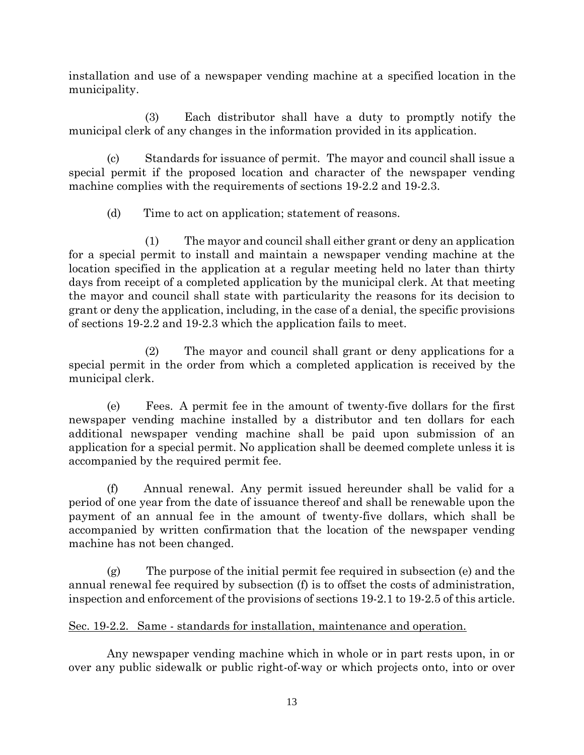installation and use of a newspaper vending machine at a specified location in the municipality.

(3) Each distributor shall have a duty to promptly notify the municipal clerk of any changes in the information provided in its application.

(c) Standards for issuance of permit. The mayor and council shall issue a special permit if the proposed location and character of the newspaper vending machine complies with the requirements of sections 19-2.2 and 19-2.3.

(d) Time to act on application; statement of reasons.

(1) The mayor and council shall either grant or deny an application for a special permit to install and maintain a newspaper vending machine at the location specified in the application at a regular meeting held no later than thirty days from receipt of a completed application by the municipal clerk. At that meeting the mayor and council shall state with particularity the reasons for its decision to grant or deny the application, including, in the case of a denial, the specific provisions of sections 19-2.2 and 19-2.3 which the application fails to meet.

(2) The mayor and council shall grant or deny applications for a special permit in the order from which a completed application is received by the municipal clerk.

(e) Fees. A permit fee in the amount of twenty-five dollars for the first newspaper vending machine installed by a distributor and ten dollars for each additional newspaper vending machine shall be paid upon submission of an application for a special permit. No application shall be deemed complete unless it is accompanied by the required permit fee.

(f) Annual renewal. Any permit issued hereunder shall be valid for a period of one year from the date of issuance thereof and shall be renewable upon the payment of an annual fee in the amount of twenty-five dollars, which shall be accompanied by written confirmation that the location of the newspaper vending machine has not been changed.

(g) The purpose of the initial permit fee required in subsection (e) and the annual renewal fee required by subsection (f) is to offset the costs of administration, inspection and enforcement of the provisions of sections 19-2.1 to 19-2.5 of this article.

Sec. 19-2.2. Same - standards for installation, maintenance and operation.

Any newspaper vending machine which in whole or in part rests upon, in or over any public sidewalk or public right-of-way or which projects onto, into or over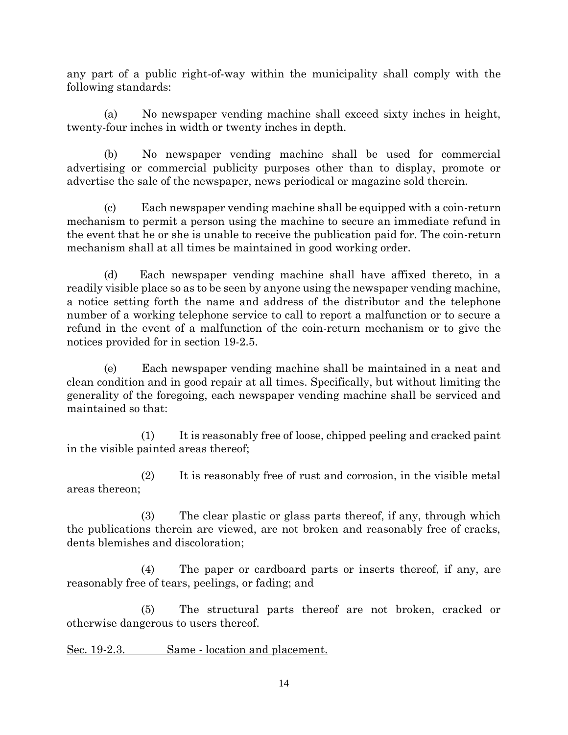any part of a public right-of-way within the municipality shall comply with the following standards:

(a) No newspaper vending machine shall exceed sixty inches in height, twenty-four inches in width or twenty inches in depth.

(b) No newspaper vending machine shall be used for commercial advertising or commercial publicity purposes other than to display, promote or advertise the sale of the newspaper, news periodical or magazine sold therein.

(c) Each newspaper vending machine shall be equipped with a coin-return mechanism to permit a person using the machine to secure an immediate refund in the event that he or she is unable to receive the publication paid for. The coin-return mechanism shall at all times be maintained in good working order.

(d) Each newspaper vending machine shall have affixed thereto, in a readily visible place so as to be seen by anyone using the newspaper vending machine, a notice setting forth the name and address of the distributor and the telephone number of a working telephone service to call to report a malfunction or to secure a refund in the event of a malfunction of the coin-return mechanism or to give the notices provided for in section 19-2.5.

(e) Each newspaper vending machine shall be maintained in a neat and clean condition and in good repair at all times. Specifically, but without limiting the generality of the foregoing, each newspaper vending machine shall be serviced and maintained so that:

(1) It is reasonably free of loose, chipped peeling and cracked paint in the visible painted areas thereof;

(2) It is reasonably free of rust and corrosion, in the visible metal areas thereon;

(3) The clear plastic or glass parts thereof, if any, through which the publications therein are viewed, are not broken and reasonably free of cracks, dents blemishes and discoloration;

(4) The paper or cardboard parts or inserts thereof, if any, are reasonably free of tears, peelings, or fading; and

(5) The structural parts thereof are not broken, cracked or otherwise dangerous to users thereof.

<u>Sec. 19-2.3. Same - location and placement.</u>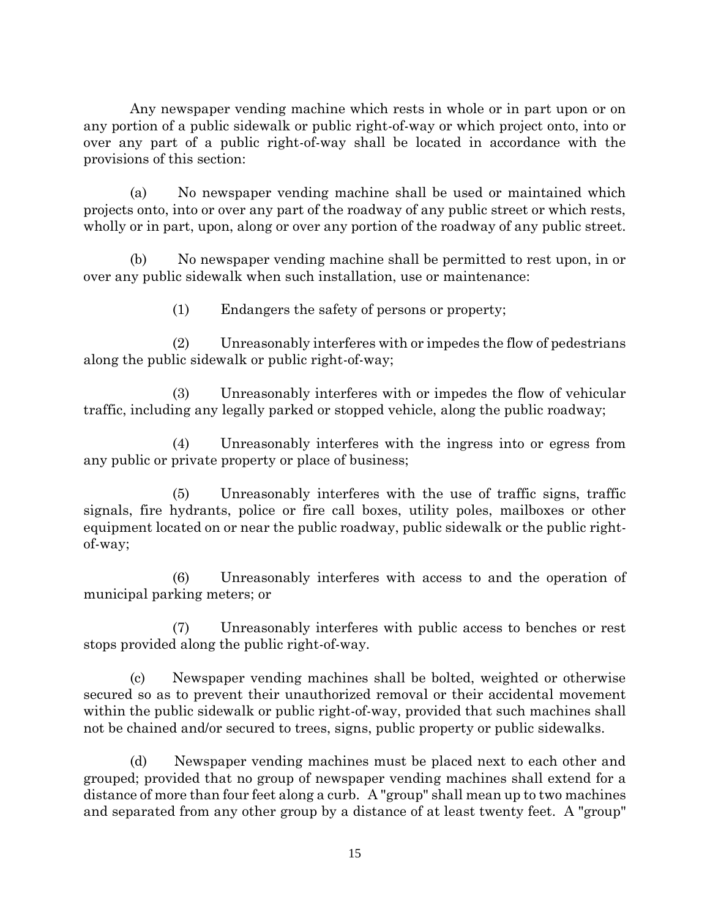Any newspaper vending machine which rests in whole or in part upon or on any portion of a public sidewalk or public right-of-way or which project onto, into or over any part of a public right-of-way shall be located in accordance with the provisions of this section:

(a) No newspaper vending machine shall be used or maintained which projects onto, into or over any part of the roadway of any public street or which rests, wholly or in part, upon, along or over any portion of the roadway of any public street.

(b) No newspaper vending machine shall be permitted to rest upon, in or over any public sidewalk when such installation, use or maintenance:

(1) Endangers the safety of persons or property;

(2) Unreasonably interferes with or impedes the flow of pedestrians along the public sidewalk or public right-of-way;

(3) Unreasonably interferes with or impedes the flow of vehicular traffic, including any legally parked or stopped vehicle, along the public roadway;

(4) Unreasonably interferes with the ingress into or egress from any public or private property or place of business;

(5) Unreasonably interferes with the use of traffic signs, traffic signals, fire hydrants, police or fire call boxes, utility poles, mailboxes or other equipment located on or near the public roadway, public sidewalk or the public right-of-way;

(6) Unreasonably interferes with access to and the operation of municipal parking meters; or

(7) Unreasonably interferes with public access to benches or rest stops provided along the public right-of-way.

(c) Newspaper vending machines shall be bolted, weighted or otherwise secured so as to prevent their unauthorized removal or their accidental movement within the public sidewalk or public right-of-way, provided that such machines shall not be chained and/or secured to trees, signs, public property or public sidewalks.

(d) Newspaper vending machines must be placed next to each other and grouped; provided that no group of newspaper vending machines shall extend for a distance of more than four feet along a curb. A "group" shall mean up to two machines and separated from any other group by a distance of at least twenty feet. A "group"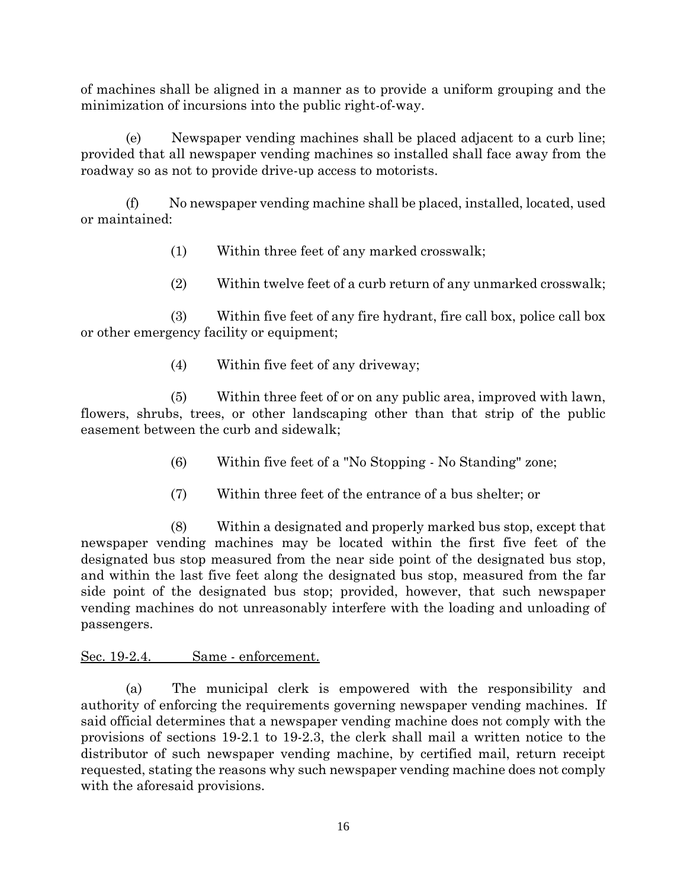of machines shall be aligned in a manner as to provide a uniform grouping and the minimization of incursions into the public right-of-way.

(e) Newspaper vending machines shall be placed adjacent to a curb line; provided that all newspaper vending machines so installed shall face away from the roadway so as not to provide drive-up access to motorists.

(f) No newspaper vending machine shall be placed, installed, located, used or maintained:

(1) Within three feet of any marked crosswalk;

(2) Within twelve feet of a curb return of any unmarked crosswalk;

(3) Within five feet of any fire hydrant, fire call box, police call box or other emergency facility or equipment;

(4) Within five feet of any driveway;

(5) Within three feet of or on any public area, improved with lawn, flowers, shrubs, trees, or other landscaping other than that strip of the public easement between the curb and sidewalk;

(6) Within five feet of a "No Stopping - No Standing" zone;

(7) Within three feet of the entrance of a bus shelter; or

(8) Within a designated and properly marked bus stop, except that newspaper vending machines may be located within the first five feet of the designated bus stop measured from the near side point of the designated bus stop, and within the last five feet along the designated bus stop, measured from the far side point of the designated bus stop; provided, however, that such newspaper vending machines do not unreasonably interfere with the loading and unloading of passengers.

Sec. 19-2.4. Same - enforcement.

(a) The municipal clerk is empowered with the responsibility and authority of enforcing the requirements governing newspaper vending machines. If said official determines that a newspaper vending machine does not comply with the provisions of sections 19-2.1 to 19-2.3, the clerk shall mail a written notice to the distributor of such newspaper vending machine, by certified mail, return receipt requested, stating the reasons why such newspaper vending machine does not comply with the aforesaid provisions.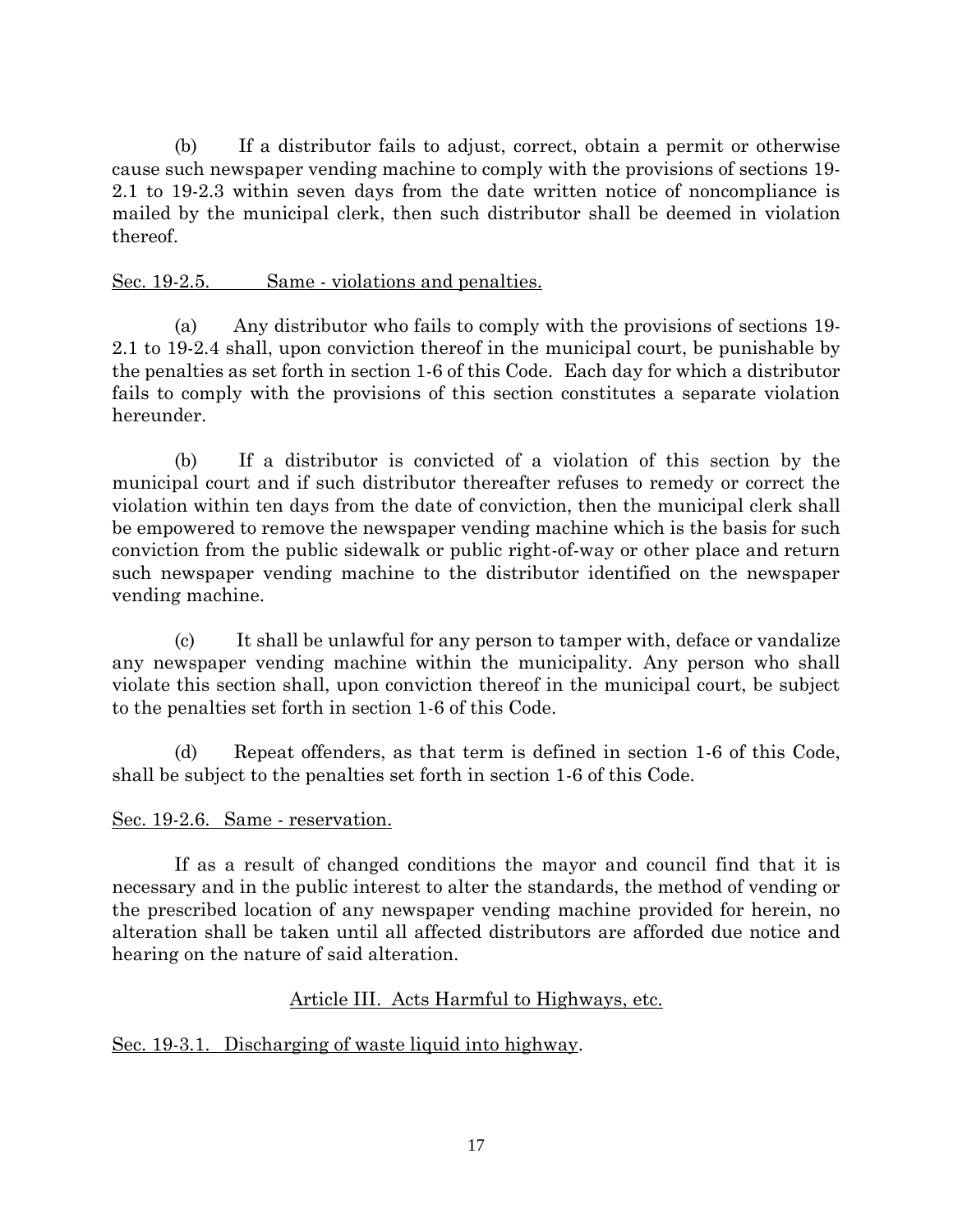(b) If a distributor fails to adjust, correct, obtain a permit or otherwise cause such newspaper vending machine to comply with the provisions of sections 19-2.1 to 19-2.3 within seven days from the date written notice of noncompliance is mailed by the municipal clerk, then such distributor shall be deemed in violation thereof.

Sec. 19-2.5. Same - violations and penalties.

(a) Any distributor who fails to comply with the provisions of sections 19-2.1 to 19-2.4 shall, upon conviction thereof in the municipal court, be punishable by the penalties as set forth in section 1-6 of this Code. Each day for which a distributor fails to comply with the provisions of this section constitutes a separate violation hereunder.

(b) If a distributor is convicted of a violation of this section by the municipal court and if such distributor thereafter refuses to remedy or correct the violation within ten days from the date of conviction, then the municipal clerk shall be empowered to remove the newspaper vending machine which is the basis for such conviction from the public sidewalk or public right-of-way or other place and return such newspaper vending machine to the distributor identified on the newspaper vending machine.

(c) It shall be unlawful for any person to tamper with, deface or vandalize any newspaper vending machine within the municipality. Any person who shall violate this section shall, upon conviction thereof in the municipal court, be subject to the penalties set forth in section 1-6 of this Code.

(d) Repeat offenders, as that term is defined in section 1-6 of this Code, shall be subject to the penalties set forth in section 1-6 of this Code.

Sec. 19-2.6. Same - reservation.

If as a result of changed conditions the mayor and council find that it is necessary and in the public interest to alter the standards, the method of vending or the prescribed location of any newspaper vending machine provided for herein, no alteration shall be taken until all affected distributors are afforded due notice and hearing on the nature of said alteration.

## Article III. Acts Harmful to Highways, etc.

Sec. 19-3.1. Discharging of waste liquid into highway.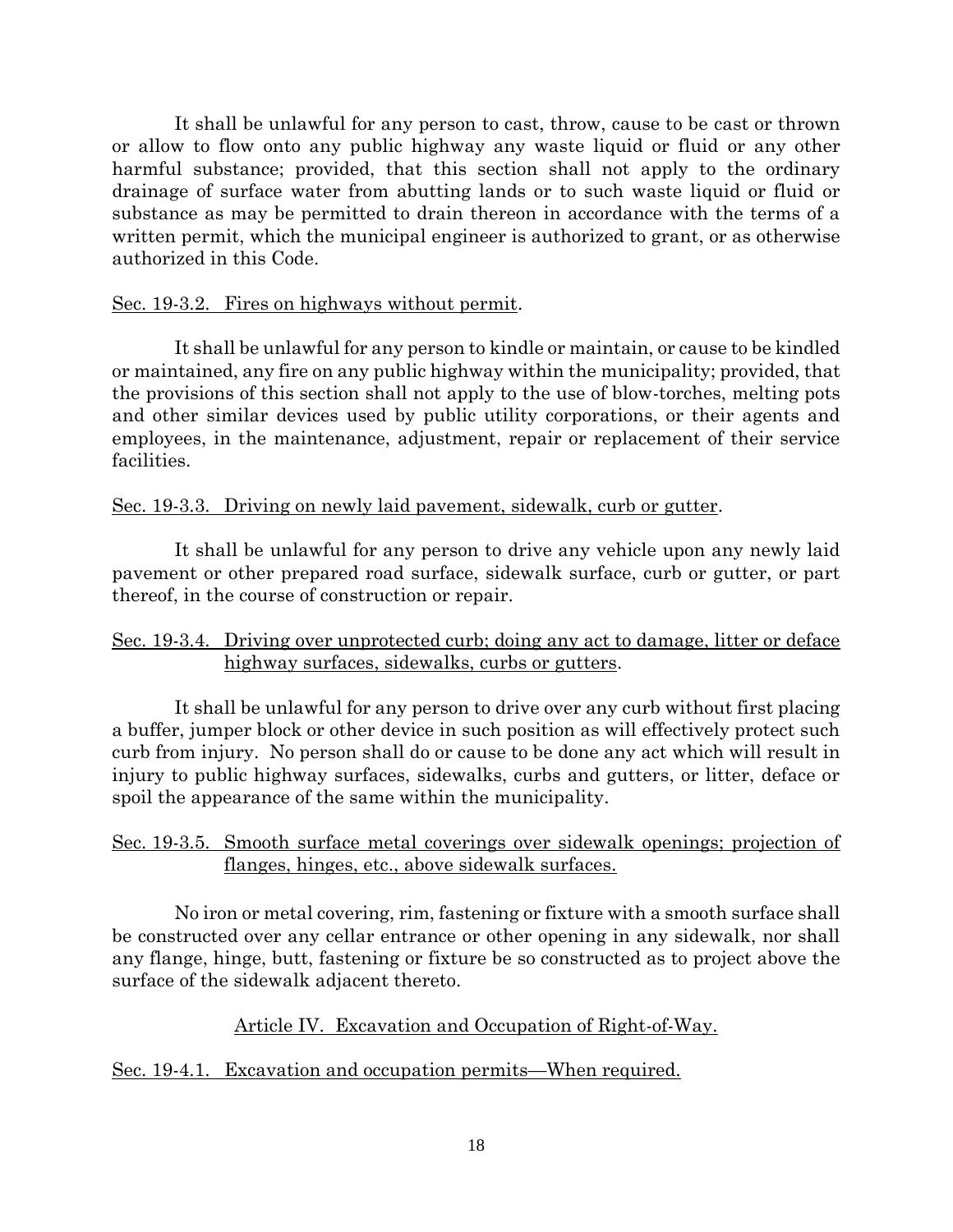It shall be unlawful for any person to cast, throw, cause to be cast or thrown or allow to flow onto any public highway any waste liquid or fluid or any other harmful substance; provided, that this section shall not apply to the ordinary drainage of surface water from abutting lands or to such waste liquid or fluid or substance as may be permitted to drain thereon in accordance with the terms of a written permit, which the municipal engineer is authorized to grant, or as otherwise authorized in this Code.

Sec. 19-3.2. Fires on highways without permit.

It shall be unlawful for any person to kindle or maintain, or cause to be kindled or maintained, any fire on any public highway within the municipality; provided, that the provisions of this section shall not apply to the use of blow-torches, melting pots and other similar devices used by public utility corporations, or their agents and employees, in the maintenance, adjustment, repair or replacement of their service facilities.

Sec. 19-3.3. Driving on newly laid pavement, sidewalk, curb or gutter.

It shall be unlawful for any person to drive any vehicle upon any newly laid pavement or other prepared road surface, sidewalk surface, curb or gutter, or part thereof, in the course of construction or repair.

Sec. 19-3.4. Driving over unprotected curb; doing any act to damage, litter or deface highway surfaces, sidewalks, curbs or gutters.

It shall be unlawful for any person to drive over any curb without first placing a buffer, jumper block or other device in such position as will effectively protect such curb from injury. No person shall do or cause to be done any act which will result in injury to public highway surfaces, sidewalks, curbs and gutters, or litter, deface or spoil the appearance of the same within the municipality.

Sec. 19-3.5. Smooth surface metal coverings over sidewalk openings; projection of flanges, hinges, etc., above sidewalk surfaces.

No iron or metal covering, rim, fastening or fixture with a smooth surface shall be constructed over any cellar entrance or other opening in any sidewalk, nor shall any flange, hinge, butt, fastening or fixture be so constructed as to project above the surface of the sidewalk adjacent thereto.

## Article IV. Excavation and Occupation of Right-of-Way.

Sec. 19-4.1. Excavation and occupation permits—When required.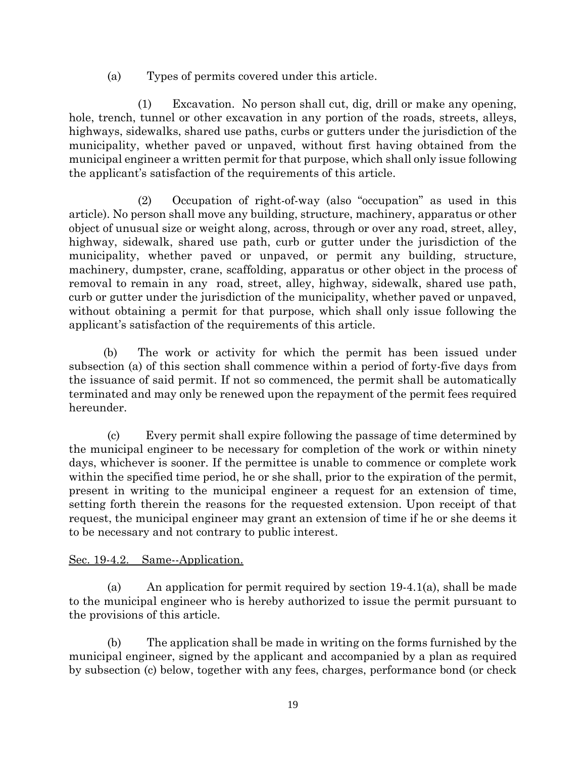(a) Types of permits covered under this article.

(1) Excavation. No person shall cut, dig, drill or make any opening, hole, trench, tunnel or other excavation in any portion of the roads, streets, alleys, highways, sidewalks, shared use paths, curbs or gutters under the jurisdiction of the municipality, whether paved or unpaved, without first having obtained from the municipal engineer a written permit for that purpose, which shall only issue following the applicant's satisfaction of the requirements of this article.

(2) Occupation of right-of-way (also "occupation" as used in this article). No person shall move any building, structure, machinery, apparatus or other object of unusual size or weight along, across, through or over any road, street, alley, highway, sidewalk, shared use path, curb or gutter under the jurisdiction of the municipality, whether paved or unpaved, or permit any building, structure, machinery, dumpster, crane, scaffolding, apparatus or other object in the process of removal to remain in any road, street, alley, highway, sidewalk, shared use path, curb or gutter under the jurisdiction of the municipality, whether paved or unpaved, without obtaining a permit for that purpose, which shall only issue following the applicant's satisfaction of the requirements of this article.

(b) The work or activity for which the permit has been issued under subsection (a) of this section shall commence within a period of forty-five days from the issuance of said permit. If not so commenced, the permit shall be automatically terminated and may only be renewed upon the repayment of the permit fees required hereunder.

(c) Every permit shall expire following the passage of time determined by the municipal engineer to be necessary for completion of the work or within ninety days, whichever is sooner. If the permittee is unable to commence or complete work within the specified time period, he or she shall, prior to the expiration of the permit, present in writing to the municipal engineer a request for an extension of time, setting forth therein the reasons for the requested extension. Upon receipt of that request, the municipal engineer may grant an extension of time if he or she deems it to be necessary and not contrary to public interest.

Sec. 19-4.2. Same--Application.

(a) An application for permit required by section 19-4.1(a), shall be made to the municipal engineer who is hereby authorized to issue the permit pursuant to the provisions of this article.

(b) The application shall be made in writing on the forms furnished by the municipal engineer, signed by the applicant and accompanied by a plan as required by subsection (c) below, together with any fees, charges, performance bond (or check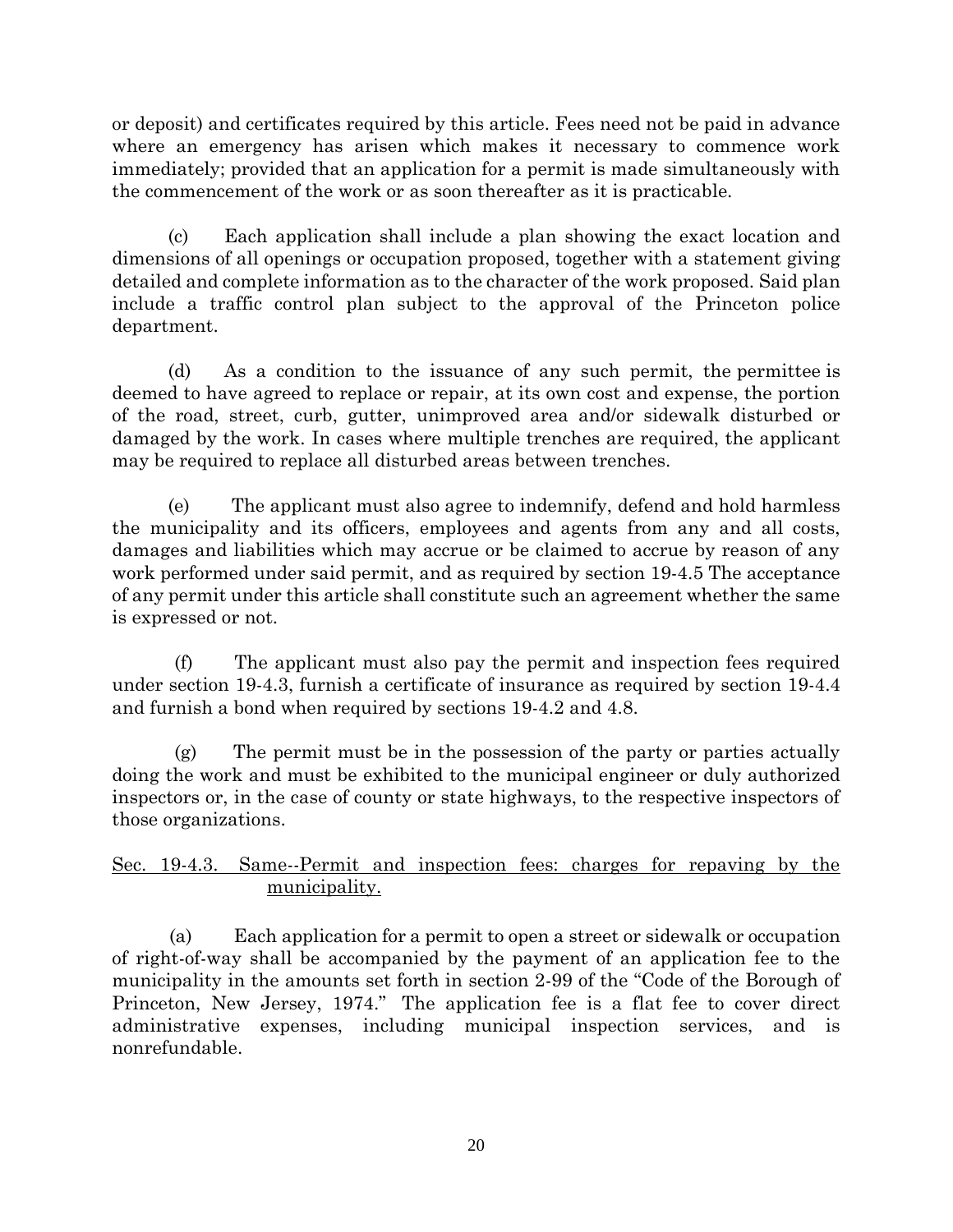or deposit) and certificates required by this article. Fees need not be paid in advance where an emergency has arisen which makes it necessary to commence work immediately; provided that an application for a permit is made simultaneously with the commencement of the work or as soon thereafter as it is practicable.

(c) Each application shall include a plan showing the exact location and dimensions of all openings or occupation proposed, together with a statement giving detailed and complete information as to the character of the work proposed. Said plan include a traffic control plan subject to the approval of the Princeton police department.

(d) As a condition to the issuance of any such permit, the permittee is deemed to have agreed to replace or repair, at its own cost and expense, the portion of the road, street, curb, gutter, unimproved area and/or sidewalk disturbed or damaged by the work. In cases where multiple trenches are required, the applicant may be required to replace all disturbed areas between trenches.

(e) The applicant must also agree to indemnify, defend and hold harmless the municipality and its officers, employees and agents from any and all costs, damages and liabilities which may accrue or be claimed to accrue by reason of any work performed under said permit, and as required by section 19-4.5 The acceptance of any permit under this article shall constitute such an agreement whether the same is expressed or not.

(f) The applicant must also pay the permit and inspection fees required under section 19-4.3, furnish a certificate of insurance as required by section 19-4.4 and furnish a bond when required by sections 19-4.2 and 4.8.

(g) The permit must be in the possession of the party or parties actually doing the work and must be exhibited to the municipal engineer or duly authorized inspectors or, in the case of county or state highways, to the respective inspectors of those organizations.

<u>Sec. 19-4.3. Same--Permit and inspection fees: charges for repaving by the municipality.</u>

(a) Each application for a permit to open a street or sidewalk or occupation of right-of-way shall be accompanied by the payment of an application fee to the municipality in the amounts set forth in section 2-99 of the "Code of the Borough of Princeton, New Jersey, 1974." The application fee is a flat fee to cover direct administrative expenses, including municipal inspection services, and is nonrefundable.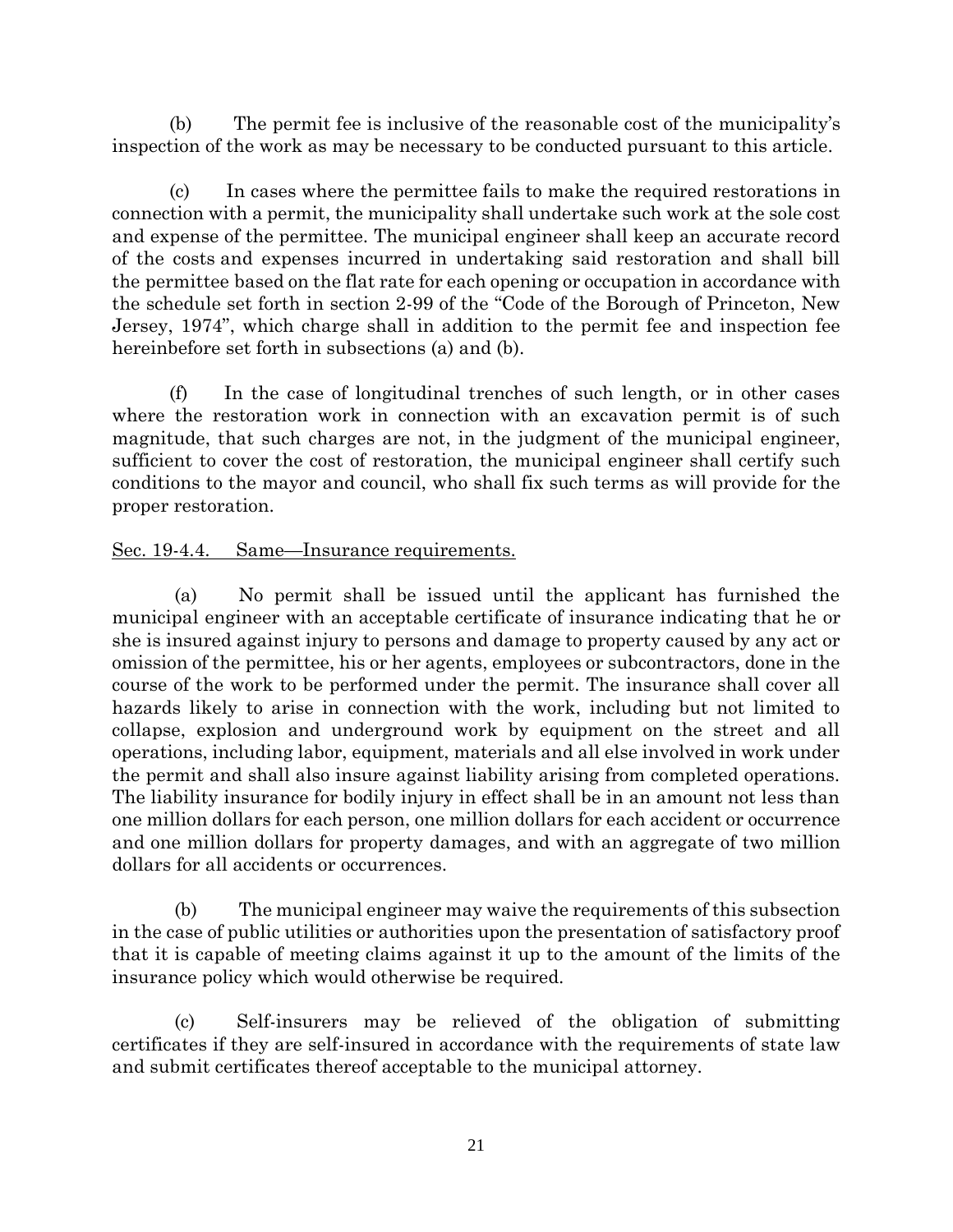(b) The permit fee is inclusive of the reasonable cost of the municipality's inspection of the work as may be necessary to be conducted pursuant to this article.

(c) In cases where the permittee fails to make the required restorations in connection with a permit, the municipality shall undertake such work at the sole cost and expense of the permittee. The municipal engineer shall keep an accurate record of the costs and expenses incurred in undertaking said restoration and shall bill the permittee based on the flat rate for each opening or occupation in accordance with the schedule set forth in section 2-99 of the "Code of the Borough of Princeton, New Jersey, 1974", which charge shall in addition to the permit fee and inspection fee hereinbefore set forth in subsections (a) and (b).

(f) In the case of longitudinal trenches of such length, or in other cases where the restoration work in connection with an excavation permit is of such magnitude, that such charges are not, in the judgment of the municipal engineer, sufficient to cover the cost of restoration, the municipal engineer shall certify such conditions to the mayor and council, who shall fix such terms as will provide for the proper restoration.

Sec. 19-4.4. Same—Insurance requirements.

(a) No permit shall be issued until the applicant has furnished the municipal engineer with an acceptable certificate of insurance indicating that he or she is insured against injury to persons and damage to property caused by any act or omission of the permittee, his or her agents, employees or subcontractors, done in the course of the work to be performed under the permit. The insurance shall cover all hazards likely to arise in connection with the work, including but not limited to collapse, explosion and underground work by equipment on the street and all operations, including labor, equipment, materials and all else involved in work under the permit and shall also insure against liability arising from completed operations. The liability insurance for bodily injury in effect shall be in an amount not less than one million dollars for each person, one million dollars for each accident or occurrence and one million dollars for property damages, and with an aggregate of two million dollars for all accidents or occurrences.

(b) The municipal engineer may waive the requirements of this subsection in the case of public utilities or authorities upon the presentation of satisfactory proof that it is capable of meeting claims against it up to the amount of the limits of the insurance policy which would otherwise be required.

(c) Self-insurers may be relieved of the obligation of submitting certificates if they are self-insured in accordance with the requirements of state law and submit certificates thereof acceptable to the municipal attorney.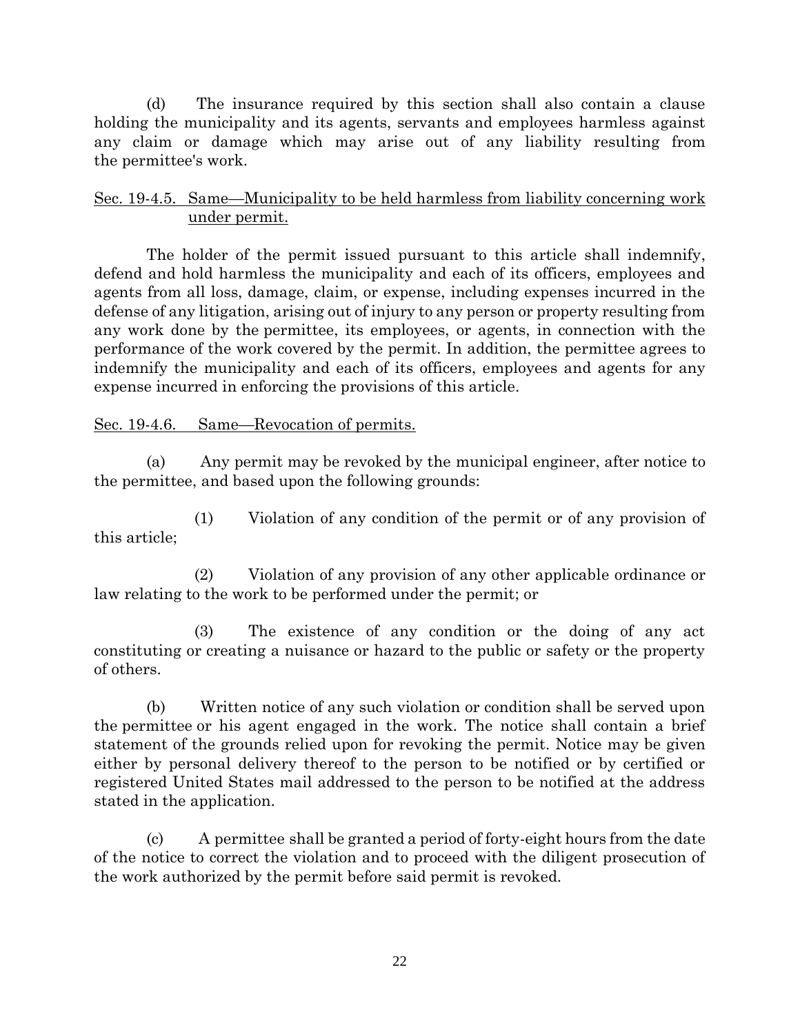(d) The insurance required by this section shall also contain a clause holding the municipality and its agents, servants and employees harmless against any claim or damage which may arise out of any liability resulting from the permittee's work.

Sec. 19-4.5. Same—Municipality to be held harmless from liability concerning work under permit.

The holder of the permit issued pursuant to this article shall indemnify, defend and hold harmless the municipality and each of its officers, employees and agents from all loss, damage, claim, or expense, including expenses incurred in the defense of any litigation, arising out of injury to any person or property resulting from any work done by the permittee, its employees, or agents, in connection with the performance of the work covered by the permit. In addition, the permittee agrees to indemnify the municipality and each of its officers, employees and agents for any expense incurred in enforcing the provisions of this article.

Sec. 19-4.6. Same—Revocation of permits.

(a) Any permit may be revoked by the municipal engineer, after notice to the permittee, and based upon the following grounds:

(1) Violation of any condition of the permit or of any provision of this article;

(2) Violation of any provision of any other applicable ordinance or law relating to the work to be performed under the permit; or

(3) The existence of any condition or the doing of any act constituting or creating a nuisance or hazard to the public or safety or the property of others.

(b) Written notice of any such violation or condition shall be served upon the permittee or his agent engaged in the work. The notice shall contain a brief statement of the grounds relied upon for revoking the permit. Notice may be given either by personal delivery thereof to the person to be notified or by certified or registered United States mail addressed to the person to be notified at the address stated in the application.

(c) A permittee shall be granted a period of forty-eight hours from the date of the notice to correct the violation and to proceed with the diligent prosecution of the work authorized by the permit before said permit is revoked.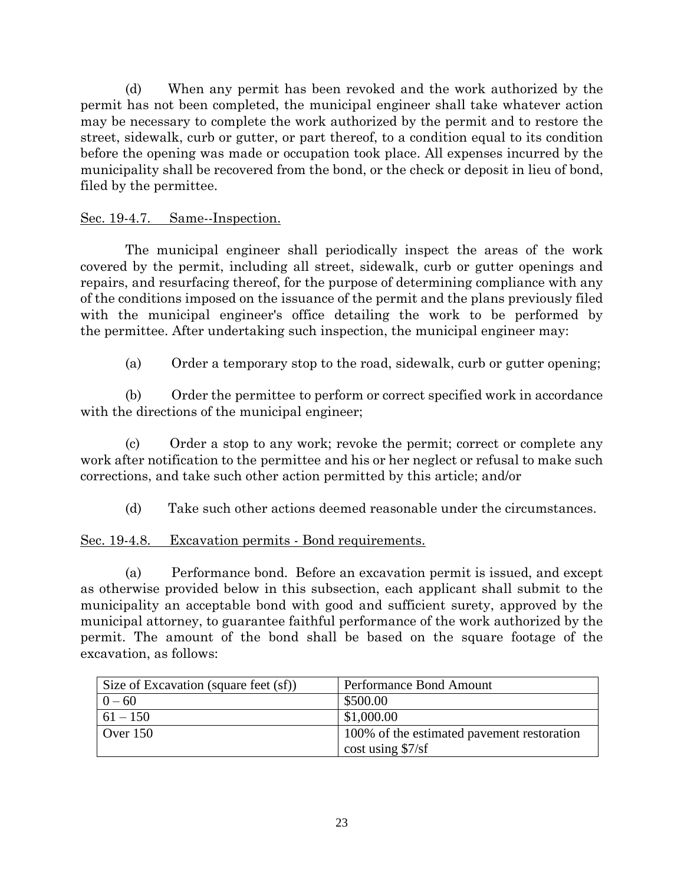(d) When any permit has been revoked and the work authorized by the permit has not been completed, the municipal engineer shall take whatever action may be necessary to complete the work authorized by the permit and to restore the street, sidewalk, curb or gutter, or part thereof, to a condition equal to its condition before the opening was made or occupation took place. All expenses incurred by the municipality shall be recovered from the bond, or the check or deposit in lieu of bond, filed by the permittee.

Sec. 19-4.7. Same--Inspection.

The municipal engineer shall periodically inspect the areas of the work covered by the permit, including all street, sidewalk, curb or gutter openings and repairs, and resurfacing thereof, for the purpose of determining compliance with any of the conditions imposed on the issuance of the permit and the plans previously filed with the municipal engineer's office detailing the work to be performed by the permittee. After undertaking such inspection, the municipal engineer may:

(a) Order a temporary stop to the road, sidewalk, curb or gutter opening;

(b) Order the permittee to perform or correct specified work in accordance with the directions of the municipal engineer;

(c) Order a stop to any work; revoke the permit; correct or complete any work after notification to the permittee and his or her neglect or refusal to make such corrections, and take such other action permitted by this article; and/or

(d) Take such other actions deemed reasonable under the circumstances.

Sec. 19-4.8. Excavation permits - Bond requirements.

(a) Performance bond. Before an excavation permit is issued, and except as otherwise provided below in this subsection, each applicant shall submit to the municipality an acceptable bond with good and sufficient surety, approved by the municipal attorney, to guarantee faithful performance of the work authorized by the permit. The amount of the bond shall be based on the square footage of the excavation, as follows:

| Size of Excavation (square feet (sf)) | Performance Bond Amount |
| --- | --- |
| 0 – 60 | $500.00 |
| 61 – 150 | $1,000.00 |
| Over 150 | 100% of the estimated pavement restoration cost using $7/sf |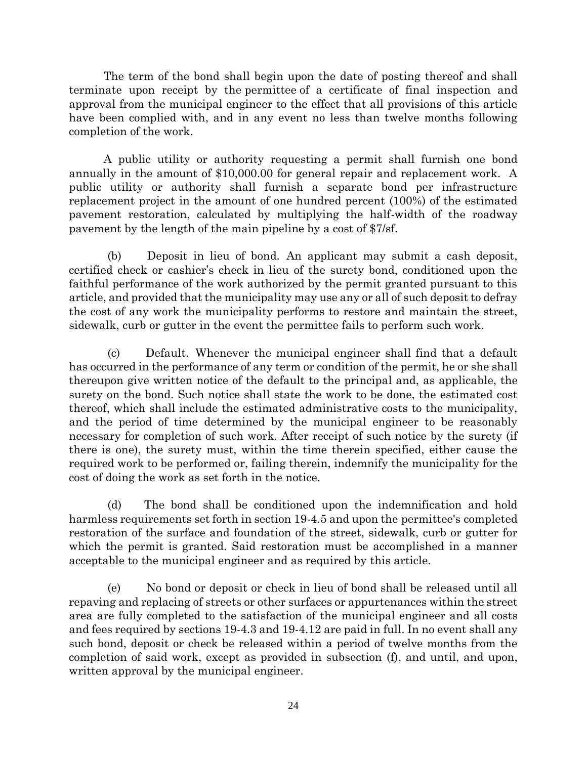The term of the bond shall begin upon the date of posting thereof and shall terminate upon receipt by the permittee of a certificate of final inspection and approval from the municipal engineer to the effect that all provisions of this article have been complied with, and in any event no less than twelve months following completion of the work.

A public utility or authority requesting a permit shall furnish one bond annually in the amount of $10,000.00 for general repair and replacement work. A public utility or authority shall furnish a separate bond per infrastructure replacement project in the amount of one hundred percent (100%) of the estimated pavement restoration, calculated by multiplying the half-width of the roadway pavement by the length of the main pipeline by a cost of $7/sf.

(b) Deposit in lieu of bond. An applicant may submit a cash deposit, certified check or cashier's check in lieu of the surety bond, conditioned upon the faithful performance of the work authorized by the permit granted pursuant to this article, and provided that the municipality may use any or all of such deposit to defray the cost of any work the municipality performs to restore and maintain the street, sidewalk, curb or gutter in the event the permittee fails to perform such work.

(c) Default. Whenever the municipal engineer shall find that a default has occurred in the performance of any term or condition of the permit, he or she shall thereupon give written notice of the default to the principal and, as applicable, the surety on the bond. Such notice shall state the work to be done, the estimated cost thereof, which shall include the estimated administrative costs to the municipality, and the period of time determined by the municipal engineer to be reasonably necessary for completion of such work. After receipt of such notice by the surety (if there is one), the surety must, within the time therein specified, either cause the required work to be performed or, failing therein, indemnify the municipality for the cost of doing the work as set forth in the notice.

(d) The bond shall be conditioned upon the indemnification and hold harmless requirements set forth in section 19-4.5 and upon the permittee's completed restoration of the surface and foundation of the street, sidewalk, curb or gutter for which the permit is granted. Said restoration must be accomplished in a manner acceptable to the municipal engineer and as required by this article.

(e) No bond or deposit or check in lieu of bond shall be released until all repaving and replacing of streets or other surfaces or appurtenances within the street area are fully completed to the satisfaction of the municipal engineer and all costs and fees required by sections 19-4.3 and 19-4.12 are paid in full. In no event shall any such bond, deposit or check be released within a period of twelve months from the completion of said work, except as provided in subsection (f), and until, and upon, written approval by the municipal engineer.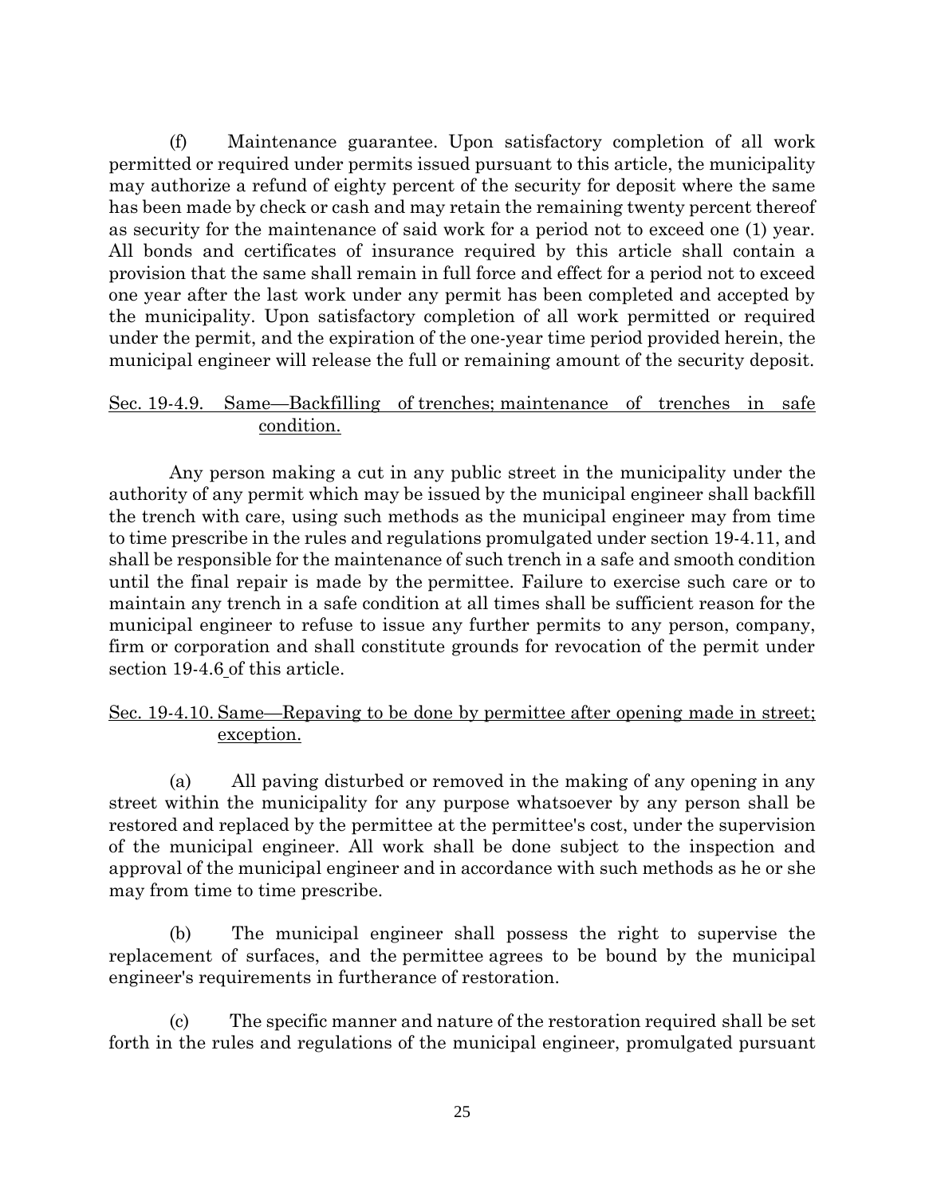(f) Maintenance guarantee. Upon satisfactory completion of all work permitted or required under permits issued pursuant to this article, the municipality may authorize a refund of eighty percent of the security for deposit where the same has been made by check or cash and may retain the remaining twenty percent thereof as security for the maintenance of said work for a period not to exceed one (1) year. All bonds and certificates of insurance required by this article shall contain a provision that the same shall remain in full force and effect for a period not to exceed one year after the last work under any permit has been completed and accepted by the municipality. Upon satisfactory completion of all work permitted or required under the permit, and the expiration of the one-year time period provided herein, the municipal engineer will release the full or remaining amount of the security deposit.

## Sec. 19-4.9. Same—Backfilling of trenches; maintenance of trenches in safe condition.

Any person making a cut in any public street in the municipality under the authority of any permit which may be issued by the municipal engineer shall backfill the trench with care, using such methods as the municipal engineer may from time to time prescribe in the rules and regulations promulgated under section 19-4.11, and shall be responsible for the maintenance of such trench in a safe and smooth condition until the final repair is made by the permittee. Failure to exercise such care or to maintain any trench in a safe condition at all times shall be sufficient reason for the municipal engineer to refuse to issue any further permits to any person, company, firm or corporation and shall constitute grounds for revocation of the permit under section 19-4.6 of this article.

## Sec. 19-4.10. Same—Repaving to be done by permittee after opening made in street; exception.

(a) All paving disturbed or removed in the making of any opening in any street within the municipality for any purpose whatsoever by any person shall be restored and replaced by the permittee at the permittee's cost, under the supervision of the municipal engineer. All work shall be done subject to the inspection and approval of the municipal engineer and in accordance with such methods as he or she may from time to time prescribe.

(b) The municipal engineer shall possess the right to supervise the replacement of surfaces, and the permittee agrees to be bound by the municipal engineer's requirements in furtherance of restoration.

(c) The specific manner and nature of the restoration required shall be set forth in the rules and regulations of the municipal engineer, promulgated pursuant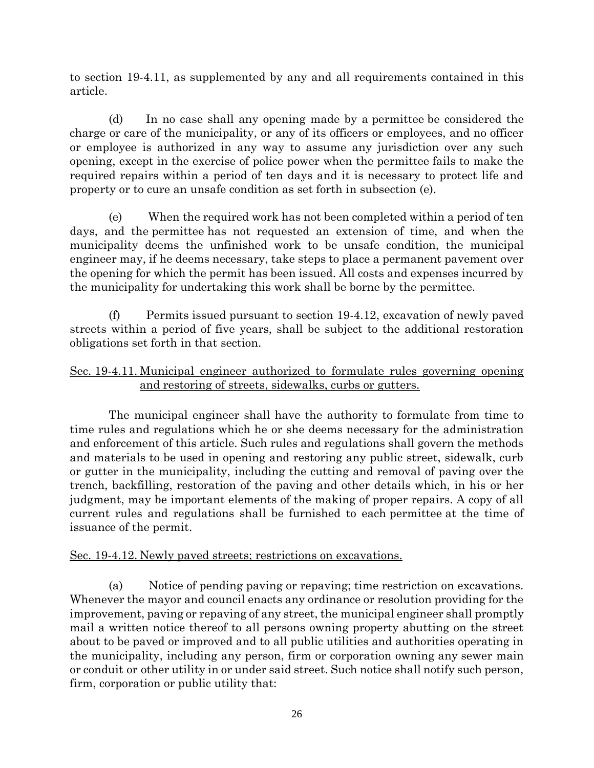to section 19-4.11, as supplemented by any and all requirements contained in this article.

(d) In no case shall any opening made by a permittee be considered the charge or care of the municipality, or any of its officers or employees, and no officer or employee is authorized in any way to assume any jurisdiction over any such opening, except in the exercise of police power when the permittee fails to make the required repairs within a period of ten days and it is necessary to protect life and property or to cure an unsafe condition as set forth in subsection (e).

(e) When the required work has not been completed within a period of ten days, and the permittee has not requested an extension of time, and when the municipality deems the unfinished work to be unsafe condition, the municipal engineer may, if he deems necessary, take steps to place a permanent pavement over the opening for which the permit has been issued. All costs and expenses incurred by the municipality for undertaking this work shall be borne by the permittee.

(f) Permits issued pursuant to section 19-4.12, excavation of newly paved streets within a period of five years, shall be subject to the additional restoration obligations set forth in that section.

## Sec. 19-4.11. Municipal engineer authorized to formulate rules governing opening and restoring of streets, sidewalks, curbs or gutters.

The municipal engineer shall have the authority to formulate from time to time rules and regulations which he or she deems necessary for the administration and enforcement of this article. Such rules and regulations shall govern the methods and materials to be used in opening and restoring any public street, sidewalk, curb or gutter in the municipality, including the cutting and removal of paving over the trench, backfilling, restoration of the paving and other details which, in his or her judgment, may be important elements of the making of proper repairs. A copy of all current rules and regulations shall be furnished to each permittee at the time of issuance of the permit.

## Sec. 19-4.12. Newly paved streets; restrictions on excavations.

(a) Notice of pending paving or repaving; time restriction on excavations. Whenever the mayor and council enacts any ordinance or resolution providing for the improvement, paving or repaving of any street, the municipal engineer shall promptly mail a written notice thereof to all persons owning property abutting on the street about to be paved or improved and to all public utilities and authorities operating in the municipality, including any person, firm or corporation owning any sewer main or conduit or other utility in or under said street. Such notice shall notify such person, firm, corporation or public utility that: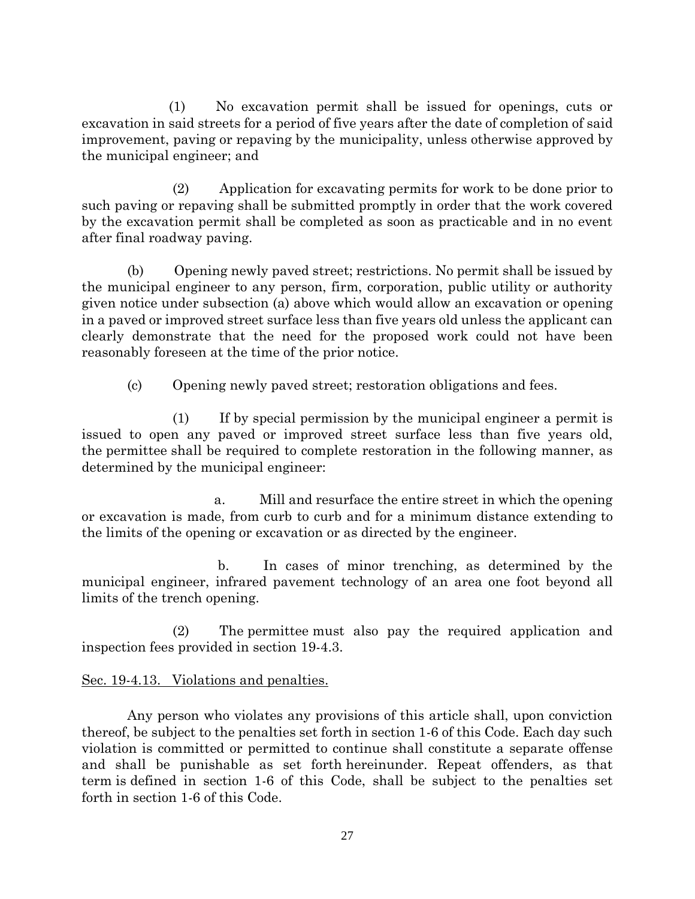(1) No excavation permit shall be issued for openings, cuts or excavation in said streets for a period of five years after the date of completion of said improvement, paving or repaving by the municipality, unless otherwise approved by the municipal engineer; and

(2) Application for excavating permits for work to be done prior to such paving or repaving shall be submitted promptly in order that the work covered by the excavation permit shall be completed as soon as practicable and in no event after final roadway paving.

(b) Opening newly paved street; restrictions. No permit shall be issued by the municipal engineer to any person, firm, corporation, public utility or authority given notice under subsection (a) above which would allow an excavation or opening in a paved or improved street surface less than five years old unless the applicant can clearly demonstrate that the need for the proposed work could not have been reasonably foreseen at the time of the prior notice.

(c) Opening newly paved street; restoration obligations and fees.

(1) If by special permission by the municipal engineer a permit is issued to open any paved or improved street surface less than five years old, the permittee shall be required to complete restoration in the following manner, as determined by the municipal engineer:

a. Mill and resurface the entire street in which the opening or excavation is made, from curb to curb and for a minimum distance extending to the limits of the opening or excavation or as directed by the engineer.

b. In cases of minor trenching, as determined by the municipal engineer, infrared pavement technology of an area one foot beyond all limits of the trench opening.

(2) The permittee must also pay the required application and inspection fees provided in section 19-4.3.

<u>Sec. 19-4.13. Violations and penalties.</u>

Any person who violates any provisions of this article shall, upon conviction thereof, be subject to the penalties set forth in section 1-6 of this Code. Each day such violation is committed or permitted to continue shall constitute a separate offense and shall be punishable as set forth hereinunder. Repeat offenders, as that term is defined in section 1-6 of this Code, shall be subject to the penalties set forth in section 1-6 of this Code.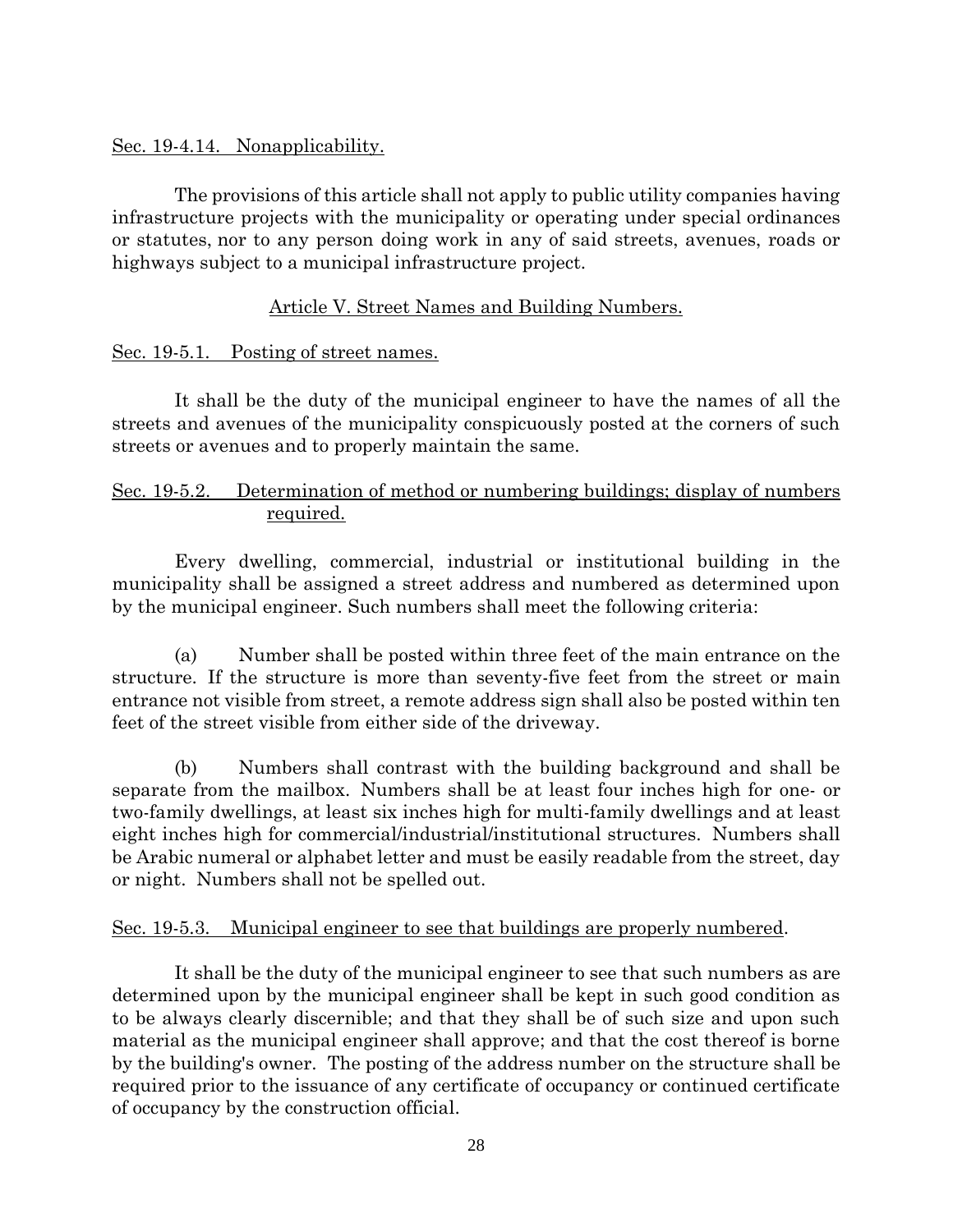Sec. 19-4.14. Nonapplicability.

The provisions of this article shall not apply to public utility companies having infrastructure projects with the municipality or operating under special ordinances or statutes, nor to any person doing work in any of said streets, avenues, roads or highways subject to a municipal infrastructure project.

## Article V. Street Names and Building Numbers.

### Sec. 19-5.1. Posting of street names.

It shall be the duty of the municipal engineer to have the names of all the streets and avenues of the municipality conspicuously posted at the corners of such streets or avenues and to properly maintain the same.

### Sec. 19-5.2. Determination of method or numbering buildings; display of numbers required.

Every dwelling, commercial, industrial or institutional building in the municipality shall be assigned a street address and numbered as determined upon by the municipal engineer. Such numbers shall meet the following criteria:

(a) Number shall be posted within three feet of the main entrance on the structure. If the structure is more than seventy-five feet from the street or main entrance not visible from street, a remote address sign shall also be posted within ten feet of the street visible from either side of the driveway.

(b) Numbers shall contrast with the building background and shall be separate from the mailbox. Numbers shall be at least four inches high for one- or two-family dwellings, at least six inches high for multi-family dwellings and at least eight inches high for commercial/industrial/institutional structures. Numbers shall be Arabic numeral or alphabet letter and must be easily readable from the street, day or night. Numbers shall not be spelled out.

### Sec. 19-5.3. Municipal engineer to see that buildings are properly numbered.

It shall be the duty of the municipal engineer to see that such numbers as are determined upon by the municipal engineer shall be kept in such good condition as to be always clearly discernible; and that they shall be of such size and upon such material as the municipal engineer shall approve; and that the cost thereof is borne by the building's owner. The posting of the address number on the structure shall be required prior to the issuance of any certificate of occupancy or continued certificate of occupancy by the construction official.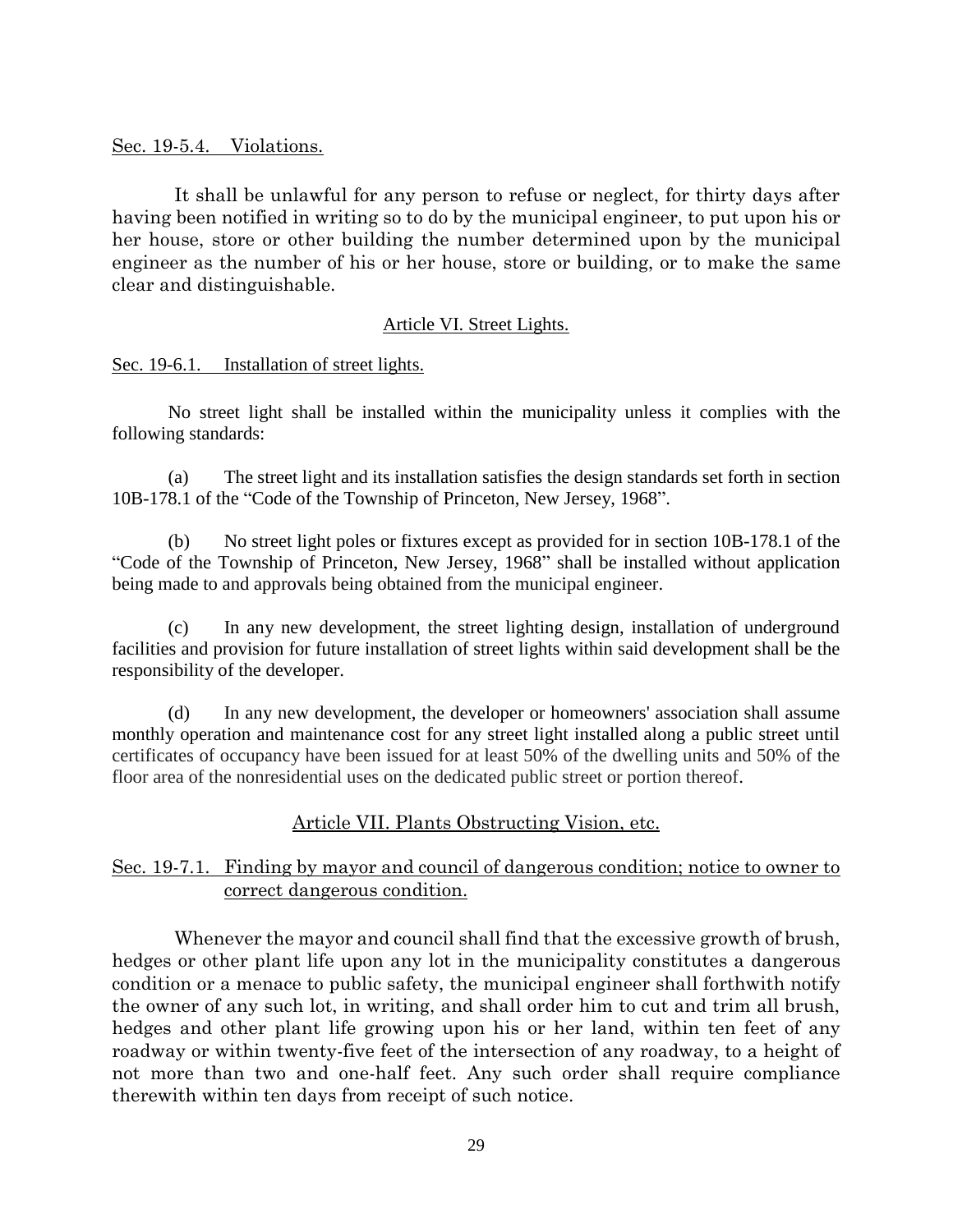Sec. 19-5.4. Violations.

It shall be unlawful for any person to refuse or neglect, for thirty days after having been notified in writing so to do by the municipal engineer, to put upon his or her house, store or other building the number determined upon by the municipal engineer as the number of his or her house, store or building, or to make the same clear and distinguishable.

## Article VI. Street Lights.

Sec. 19-6.1. Installation of street lights.

No street light shall be installed within the municipality unless it complies with the following standards:

(a) The street light and its installation satisfies the design standards set forth in section 10B-178.1 of the "Code of the Township of Princeton, New Jersey, 1968".

(b) No street light poles or fixtures except as provided for in section 10B-178.1 of the "Code of the Township of Princeton, New Jersey, 1968" shall be installed without application being made to and approvals being obtained from the municipal engineer.

(c) In any new development, the street lighting design, installation of underground facilities and provision for future installation of street lights within said development shall be the responsibility of the developer.

(d) In any new development, the developer or homeowners' association shall assume monthly operation and maintenance cost for any street light installed along a public street until certificates of occupancy have been issued for at least 50% of the dwelling units and 50% of the floor area of the nonresidential uses on the dedicated public street or portion thereof.

## Article VII. Plants Obstructing Vision, etc.

Sec. 19-7.1. Finding by mayor and council of dangerous condition; notice to owner to correct dangerous condition.

Whenever the mayor and council shall find that the excessive growth of brush, hedges or other plant life upon any lot in the municipality constitutes a dangerous condition or a menace to public safety, the municipal engineer shall forthwith notify the owner of any such lot, in writing, and shall order him to cut and trim all brush, hedges and other plant life growing upon his or her land, within ten feet of any roadway or within twenty-five feet of the intersection of any roadway, to a height of not more than two and one-half feet. Any such order shall require compliance therewith within ten days from receipt of such notice.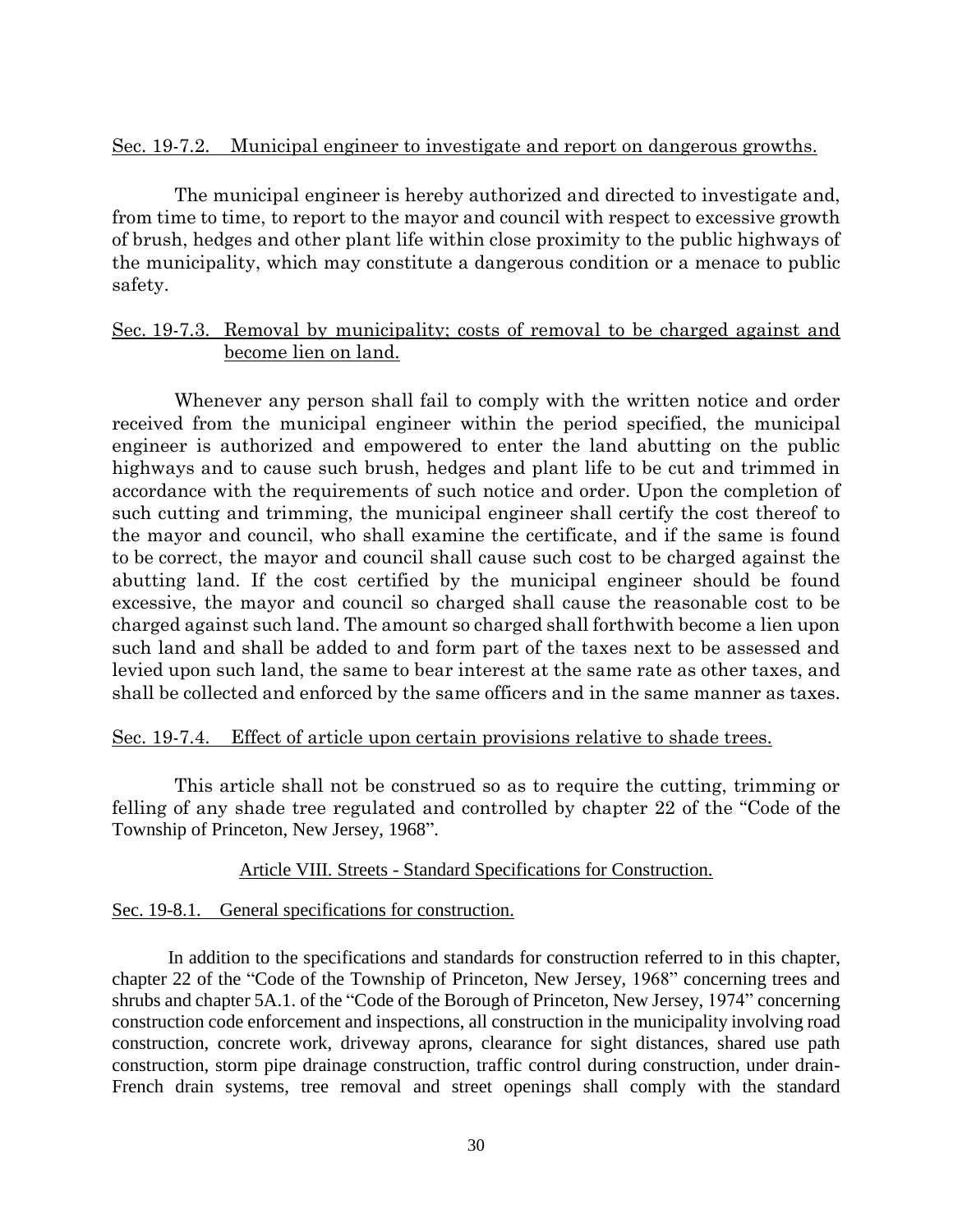Sec. 19-7.2. Municipal engineer to investigate and report on dangerous growths.

The municipal engineer is hereby authorized and directed to investigate and, from time to time, to report to the mayor and council with respect to excessive growth of brush, hedges and other plant life within close proximity to the public highways of the municipality, which may constitute a dangerous condition or a menace to public safety.

Sec. 19-7.3. Removal by municipality; costs of removal to be charged against and become lien on land.

Whenever any person shall fail to comply with the written notice and order received from the municipal engineer within the period specified, the municipal engineer is authorized and empowered to enter the land abutting on the public highways and to cause such brush, hedges and plant life to be cut and trimmed in accordance with the requirements of such notice and order. Upon the completion of such cutting and trimming, the municipal engineer shall certify the cost thereof to the mayor and council, who shall examine the certificate, and if the same is found to be correct, the mayor and council shall cause such cost to be charged against the abutting land. If the cost certified by the municipal engineer should be found excessive, the mayor and council so charged shall cause the reasonable cost to be charged against such land. The amount so charged shall forthwith become a lien upon such land and shall be added to and form part of the taxes next to be assessed and levied upon such land, the same to bear interest at the same rate as other taxes, and shall be collected and enforced by the same officers and in the same manner as taxes.

Sec. 19-7.4. Effect of article upon certain provisions relative to shade trees.

This article shall not be construed so as to require the cutting, trimming or felling of any shade tree regulated and controlled by chapter 22 of the "Code of the Township of Princeton, New Jersey, 1968".

## Article VIII. Streets - Standard Specifications for Construction.

Sec. 19-8.1. General specifications for construction.

In addition to the specifications and standards for construction referred to in this chapter, chapter 22 of the "Code of the Township of Princeton, New Jersey, 1968" concerning trees and shrubs and chapter 5A.1. of the "Code of the Borough of Princeton, New Jersey, 1974" concerning construction code enforcement and inspections, all construction in the municipality involving road construction, concrete work, driveway aprons, clearance for sight distances, shared use path construction, storm pipe drainage construction, traffic control during construction, under drain-French drain systems, tree removal and street openings shall comply with the standard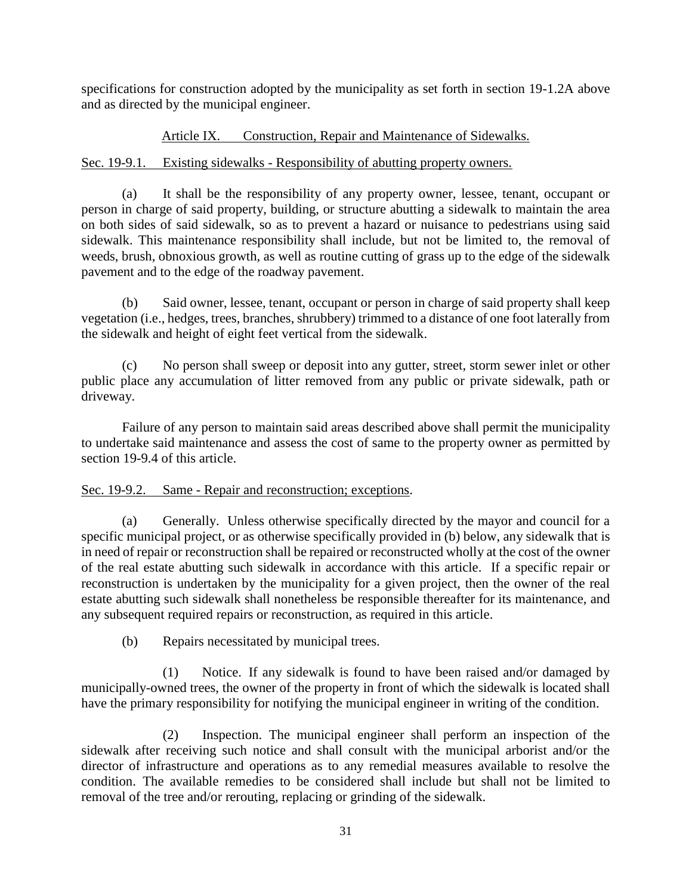specifications for construction adopted by the municipality as set forth in section 19-1.2A above and as directed by the municipal engineer.

## Article IX. Construction, Repair and Maintenance of Sidewalks.

### Sec. 19-9.1. Existing sidewalks - Responsibility of abutting property owners.

(a) It shall be the responsibility of any property owner, lessee, tenant, occupant or person in charge of said property, building, or structure abutting a sidewalk to maintain the area on both sides of said sidewalk, so as to prevent a hazard or nuisance to pedestrians using said sidewalk. This maintenance responsibility shall include, but not be limited to, the removal of weeds, brush, obnoxious growth, as well as routine cutting of grass up to the edge of the sidewalk pavement and to the edge of the roadway pavement.

(b) Said owner, lessee, tenant, occupant or person in charge of said property shall keep vegetation (i.e., hedges, trees, branches, shrubbery) trimmed to a distance of one foot laterally from the sidewalk and height of eight feet vertical from the sidewalk.

(c) No person shall sweep or deposit into any gutter, street, storm sewer inlet or other public place any accumulation of litter removed from any public or private sidewalk, path or driveway.

Failure of any person to maintain said areas described above shall permit the municipality to undertake said maintenance and assess the cost of same to the property owner as permitted by section 19-9.4 of this article.

### Sec. 19-9.2. Same - Repair and reconstruction; exceptions.

(a) Generally. Unless otherwise specifically directed by the mayor and council for a specific municipal project, or as otherwise specifically provided in (b) below, any sidewalk that is in need of repair or reconstruction shall be repaired or reconstructed wholly at the cost of the owner of the real estate abutting such sidewalk in accordance with this article. If a specific repair or reconstruction is undertaken by the municipality for a given project, then the owner of the real estate abutting such sidewalk shall nonetheless be responsible thereafter for its maintenance, and any subsequent required repairs or reconstruction, as required in this article.

(b) Repairs necessitated by municipal trees.

(1) Notice. If any sidewalk is found to have been raised and/or damaged by municipally-owned trees, the owner of the property in front of which the sidewalk is located shall have the primary responsibility for notifying the municipal engineer in writing of the condition.

(2) Inspection. The municipal engineer shall perform an inspection of the sidewalk after receiving such notice and shall consult with the municipal arborist and/or the director of infrastructure and operations as to any remedial measures available to resolve the condition. The available remedies to be considered shall include but shall not be limited to removal of the tree and/or rerouting, replacing or grinding of the sidewalk.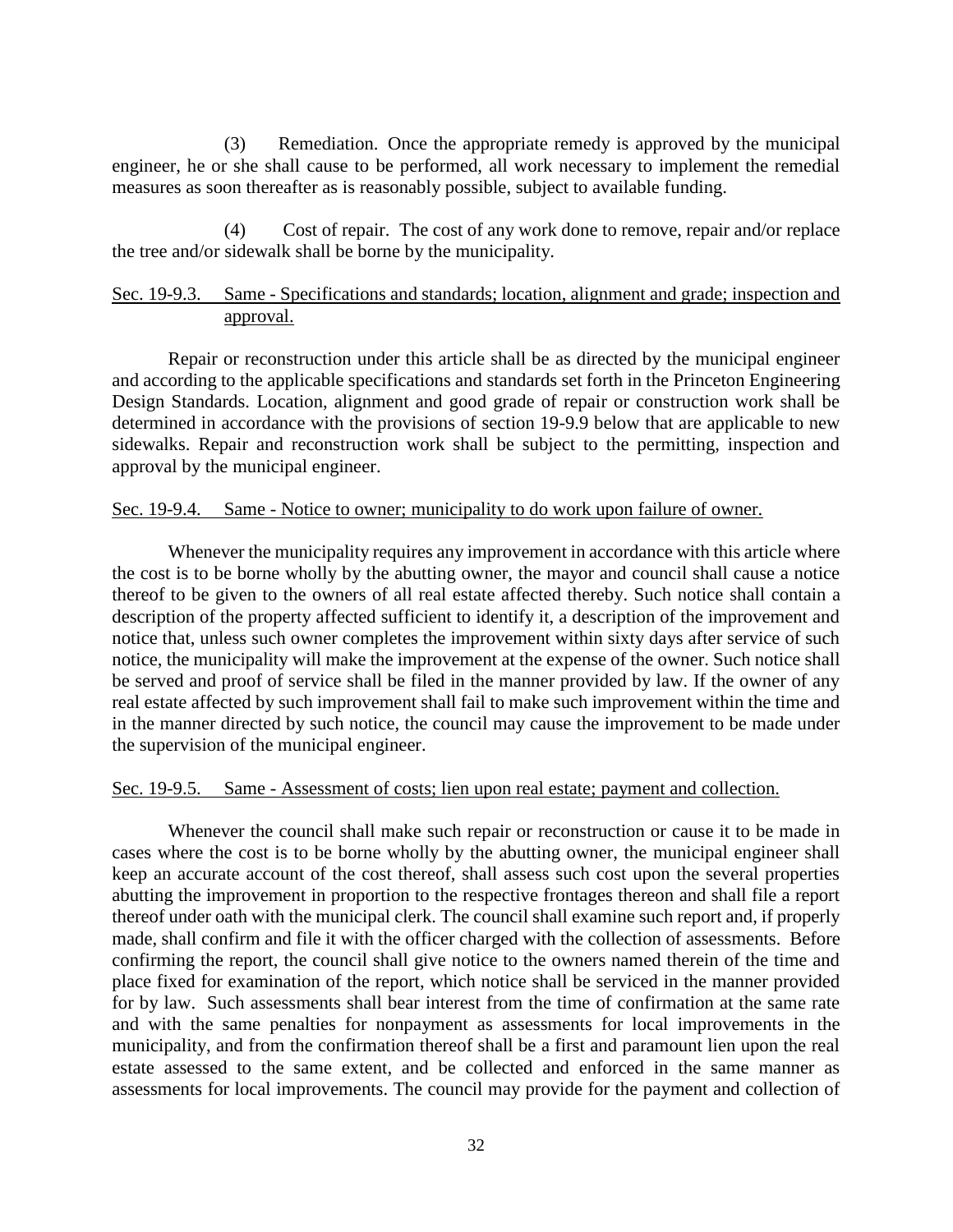(3) Remediation. Once the appropriate remedy is approved by the municipal engineer, he or she shall cause to be performed, all work necessary to implement the remedial measures as soon thereafter as is reasonably possible, subject to available funding.

(4) Cost of repair. The cost of any work done to remove, repair and/or replace the tree and/or sidewalk shall be borne by the municipality.

### Sec. 19-9.3. Same - Specifications and standards; location, alignment and grade; inspection and approval.

Repair or reconstruction under this article shall be as directed by the municipal engineer and according to the applicable specifications and standards set forth in the Princeton Engineering Design Standards. Location, alignment and good grade of repair or construction work shall be determined in accordance with the provisions of section 19-9.9 below that are applicable to new sidewalks. Repair and reconstruction work shall be subject to the permitting, inspection and approval by the municipal engineer.

### Sec. 19-9.4. Same - Notice to owner; municipality to do work upon failure of owner.

Whenever the municipality requires any improvement in accordance with this article where the cost is to be borne wholly by the abutting owner, the mayor and council shall cause a notice thereof to be given to the owners of all real estate affected thereby. Such notice shall contain a description of the property affected sufficient to identify it, a description of the improvement and notice that, unless such owner completes the improvement within sixty days after service of such notice, the municipality will make the improvement at the expense of the owner. Such notice shall be served and proof of service shall be filed in the manner provided by law. If the owner of any real estate affected by such improvement shall fail to make such improvement within the time and in the manner directed by such notice, the council may cause the improvement to be made under the supervision of the municipal engineer.

### Sec. 19-9.5. Same - Assessment of costs; lien upon real estate; payment and collection.

Whenever the council shall make such repair or reconstruction or cause it to be made in cases where the cost is to be borne wholly by the abutting owner, the municipal engineer shall keep an accurate account of the cost thereof, shall assess such cost upon the several properties abutting the improvement in proportion to the respective frontages thereon and shall file a report thereof under oath with the municipal clerk. The council shall examine such report and, if properly made, shall confirm and file it with the officer charged with the collection of assessments. Before confirming the report, the council shall give notice to the owners named therein of the time and place fixed for examination of the report, which notice shall be serviced in the manner provided for by law. Such assessments shall bear interest from the time of confirmation at the same rate and with the same penalties for nonpayment as assessments for local improvements in the municipality, and from the confirmation thereof shall be a first and paramount lien upon the real estate assessed to the same extent, and be collected and enforced in the same manner as assessments for local improvements. The council may provide for the payment and collection of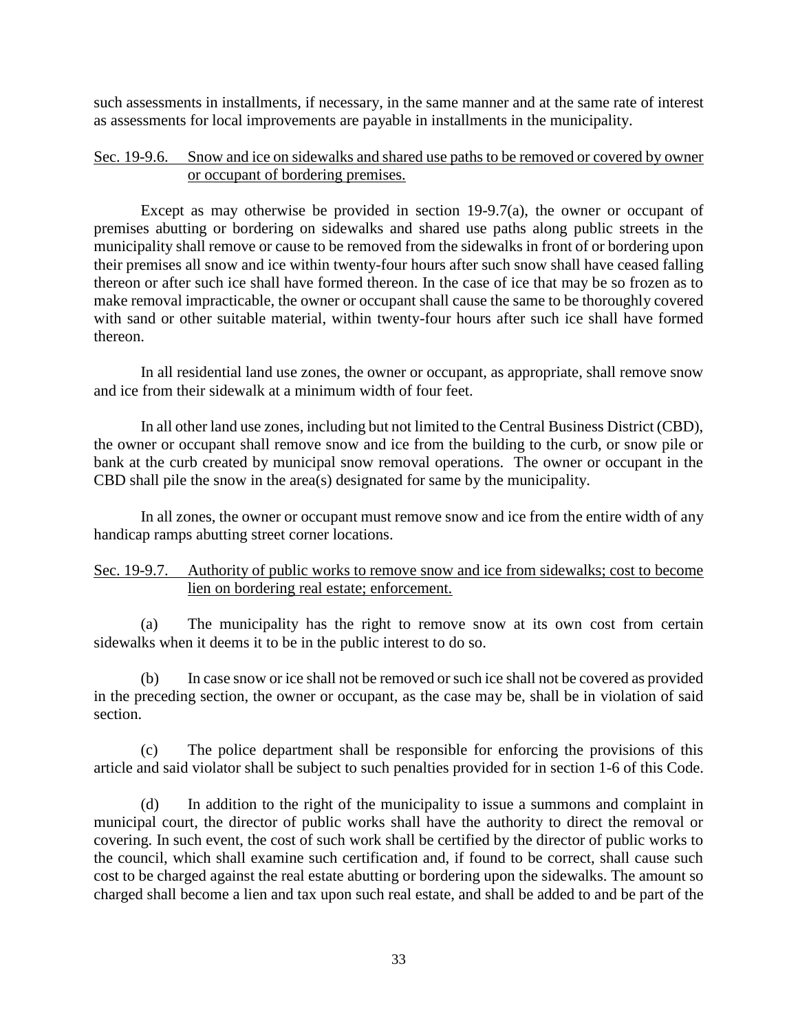such assessments in installments, if necessary, in the same manner and at the same rate of interest as assessments for local improvements are payable in installments in the municipality.

### Sec. 19-9.6. Snow and ice on sidewalks and shared use paths to be removed or covered by owner or occupant of bordering premises.

Except as may otherwise be provided in section 19-9.7(a), the owner or occupant of premises abutting or bordering on sidewalks and shared use paths along public streets in the municipality shall remove or cause to be removed from the sidewalks in front of or bordering upon their premises all snow and ice within twenty-four hours after such snow shall have ceased falling thereon or after such ice shall have formed thereon. In the case of ice that may be so frozen as to make removal impracticable, the owner or occupant shall cause the same to be thoroughly covered with sand or other suitable material, within twenty-four hours after such ice shall have formed thereon.

In all residential land use zones, the owner or occupant, as appropriate, shall remove snow and ice from their sidewalk at a minimum width of four feet.

In all other land use zones, including but not limited to the Central Business District (CBD), the owner or occupant shall remove snow and ice from the building to the curb, or snow pile or bank at the curb created by municipal snow removal operations. The owner or occupant in the CBD shall pile the snow in the area(s) designated for same by the municipality.

In all zones, the owner or occupant must remove snow and ice from the entire width of any handicap ramps abutting street corner locations.

### Sec. 19-9.7. Authority of public works to remove snow and ice from sidewalks; cost to become lien on bordering real estate; enforcement.

(a) The municipality has the right to remove snow at its own cost from certain sidewalks when it deems it to be in the public interest to do so.

(b) In case snow or ice shall not be removed or such ice shall not be covered as provided in the preceding section, the owner or occupant, as the case may be, shall be in violation of said section.

(c) The police department shall be responsible for enforcing the provisions of this article and said violator shall be subject to such penalties provided for in section 1-6 of this Code.

(d) In addition to the right of the municipality to issue a summons and complaint in municipal court, the director of public works shall have the authority to direct the removal or covering. In such event, the cost of such work shall be certified by the director of public works to the council, which shall examine such certification and, if found to be correct, shall cause such cost to be charged against the real estate abutting or bordering upon the sidewalks. The amount so charged shall become a lien and tax upon such real estate, and shall be added to and be part of the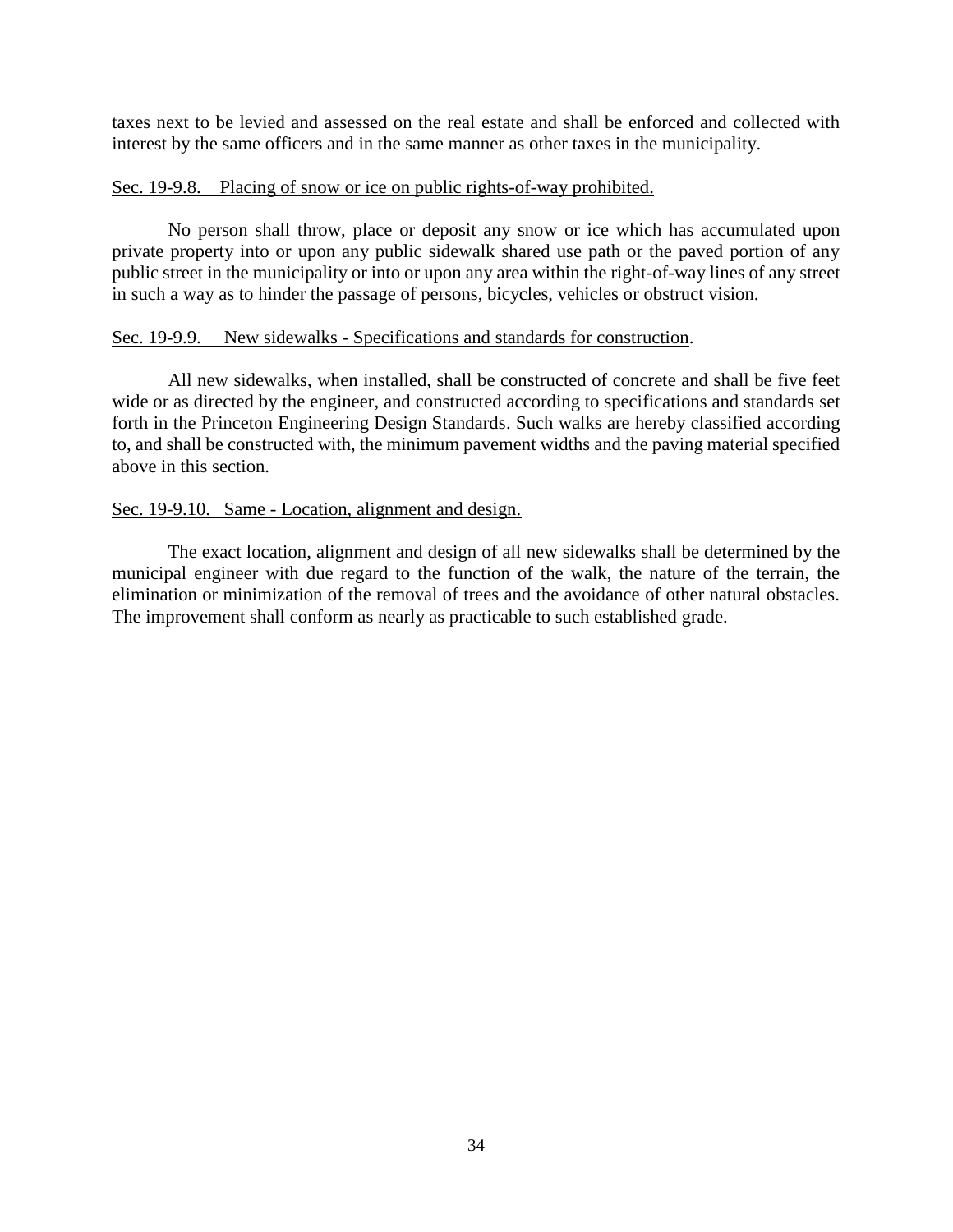taxes next to be levied and assessed on the real estate and shall be enforced and collected with interest by the same officers and in the same manner as other taxes in the municipality.

Sec. 19-9.8. Placing of snow or ice on public rights-of-way prohibited.

No person shall throw, place or deposit any snow or ice which has accumulated upon private property into or upon any public sidewalk shared use path or the paved portion of any public street in the municipality or into or upon any area within the right-of-way lines of any street in such a way as to hinder the passage of persons, bicycles, vehicles or obstruct vision.

Sec. 19-9.9. New sidewalks - Specifications and standards for construction.

All new sidewalks, when installed, shall be constructed of concrete and shall be five feet wide or as directed by the engineer, and constructed according to specifications and standards set forth in the Princeton Engineering Design Standards. Such walks are hereby classified according to, and shall be constructed with, the minimum pavement widths and the paving material specified above in this section.

Sec. 19-9.10. Same - Location, alignment and design.

The exact location, alignment and design of all new sidewalks shall be determined by the municipal engineer with due regard to the function of the walk, the nature of the terrain, the elimination or minimization of the removal of trees and the avoidance of other natural obstacles. The improvement shall conform as nearly as practicable to such established grade.